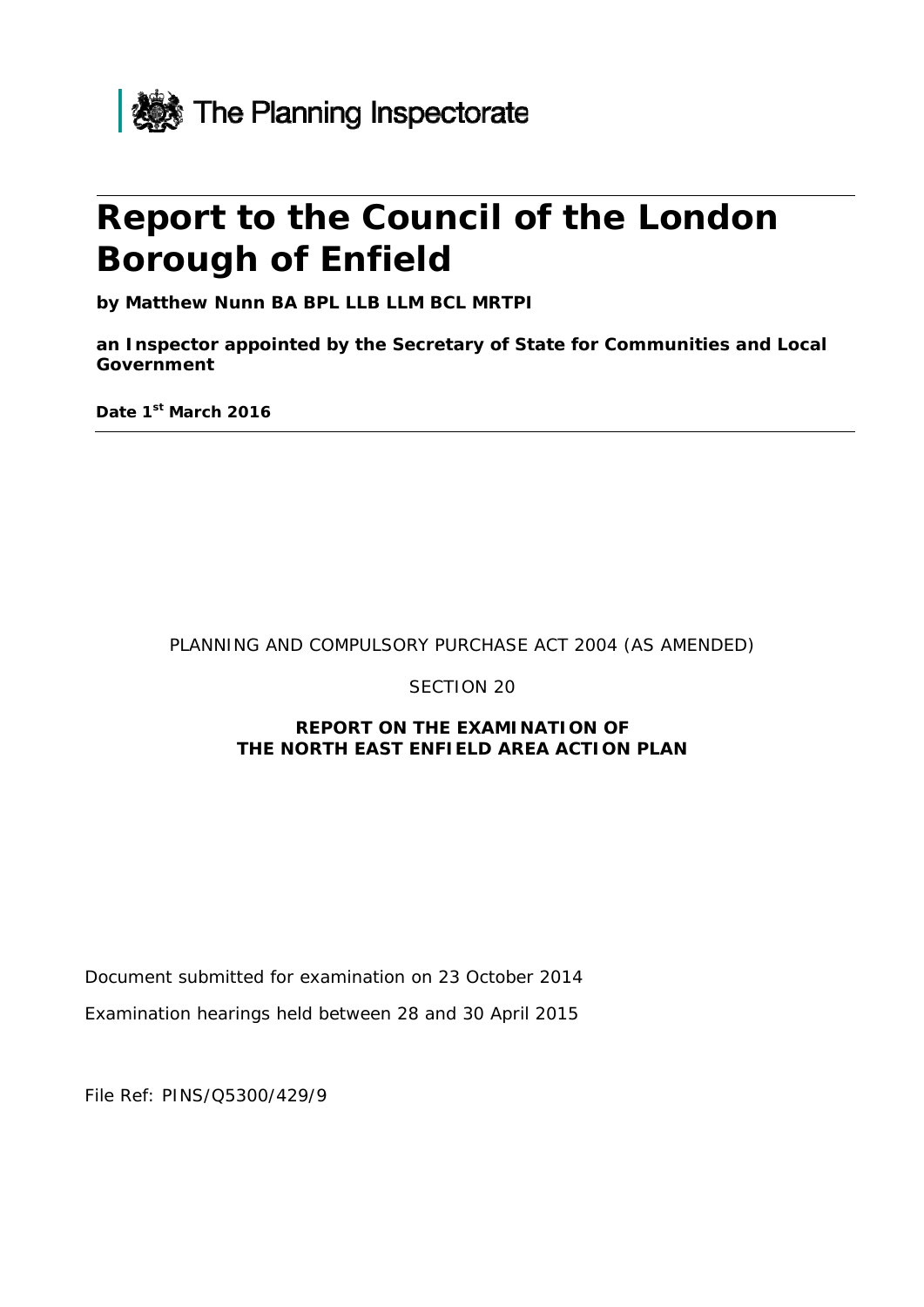The Planning Inspectorate

# Report to the Council of the London Borough of Enfield

**by Matthew Nunn BA BPL LLB LLM BCL MRTPI**

**an Inspector appointed by the Secretary of State for Communities and Local Government**

**Date 1st March 2016**

PLANNING AND COMPULSORY PURCHASE ACT 2004 (AS AMENDED)

SECTION 20

**REPORT ON THE EXAMINATION OF THE NORTH EAST ENFIELD AREA ACTION PLAN**

Document submitted for examination on 23 October 2014

Examination hearings held between 28 and 30 April 2015

File Ref: PINS/Q5300/429/9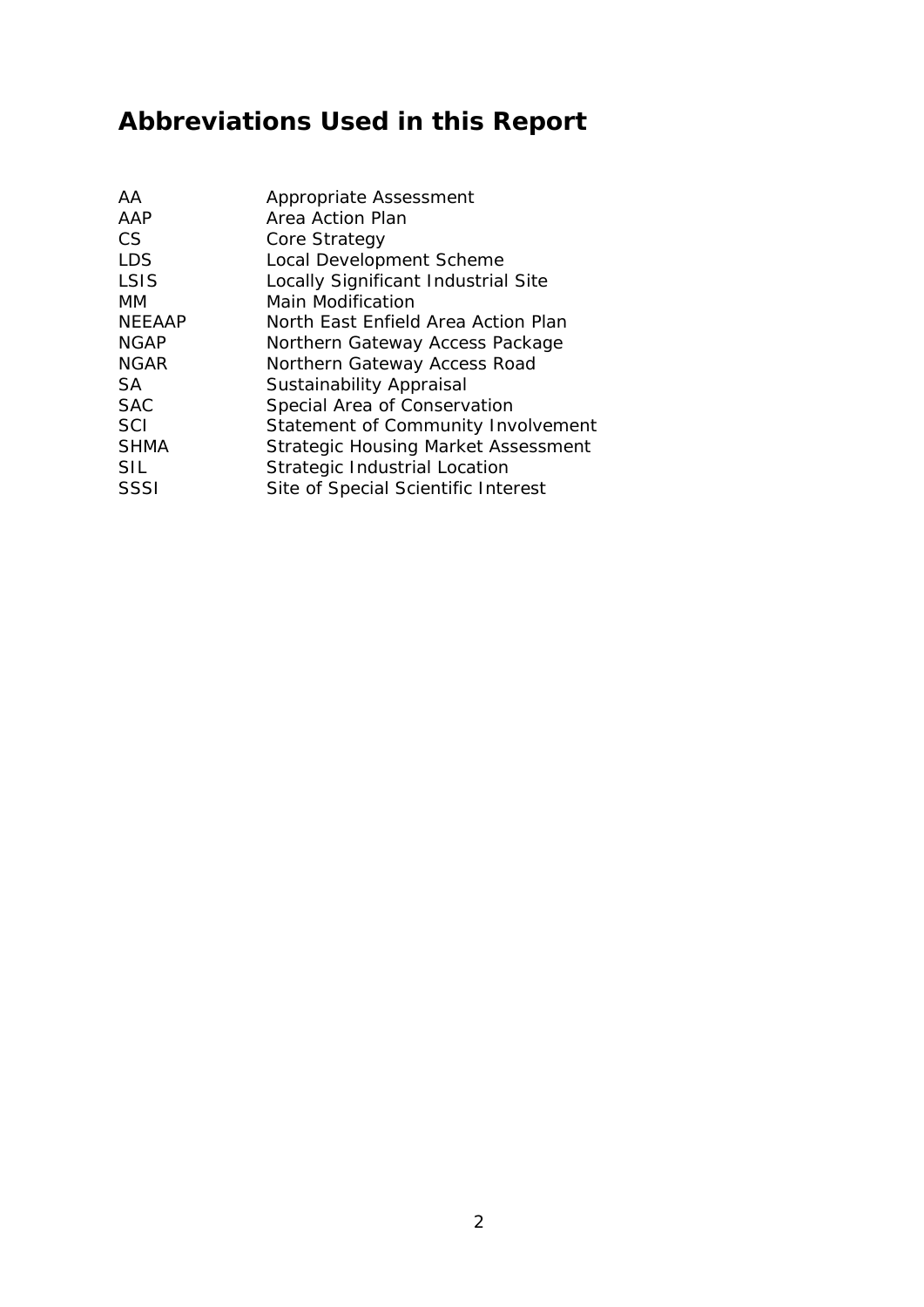# Abbreviations Used in this Report

| | |
|---|---|
| AA | Appropriate Assessment |
| AAP | Area Action Plan |
| CS | Core Strategy |
| LDS | Local Development Scheme |
| LSIS | Locally Significant Industrial Site |
| MM | Main Modification |
| NEEAAP | North East Enfield Area Action Plan |
| NGAP | Northern Gateway Access Package |
| NGAR | Northern Gateway Access Road |
| SA | Sustainability Appraisal |
| SAC | Special Area of Conservation |
| SCI | Statement of Community Involvement |
| SHMA | Strategic Housing Market Assessment |
| SIL | Strategic Industrial Location |
| SSSI | Site of Special Scientific Interest |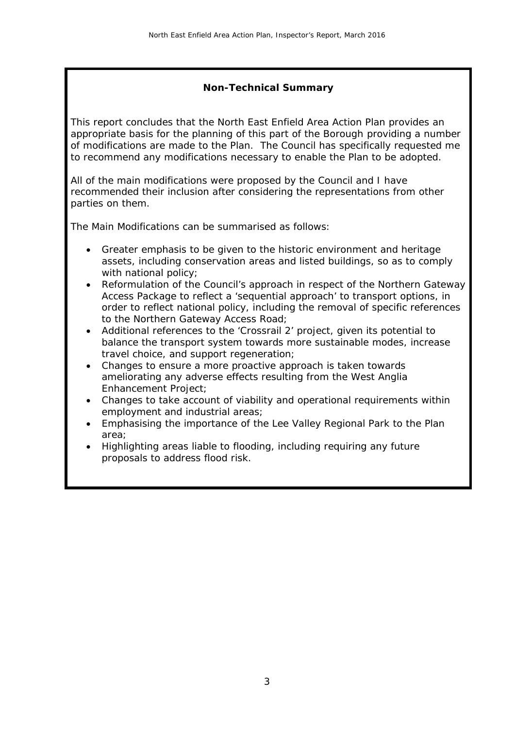## Non-Technical Summary

This report concludes that the North East Enfield Area Action Plan provides an appropriate basis for the planning of this part of the Borough providing a number of modifications are made to the Plan. The Council has specifically requested me to recommend any modifications necessary to enable the Plan to be adopted.

All of the main modifications were proposed by the Council and I have recommended their inclusion after considering the representations from other parties on them.

The Main Modifications can be summarised as follows:

- Greater emphasis to be given to the historic environment and heritage assets, including conservation areas and listed buildings, so as to comply with national policy;
- Reformulation of the Council's approach in respect of the Northern Gateway Access Package to reflect a 'sequential approach' to transport options, in order to reflect national policy, including the removal of specific references to the Northern Gateway Access Road;
- Additional references to the 'Crossrail 2' project, given its potential to balance the transport system towards more sustainable modes, increase travel choice, and support regeneration;
- Changes to ensure a more proactive approach is taken towards ameliorating any adverse effects resulting from the West Anglia Enhancement Project;
- Changes to take account of viability and operational requirements within employment and industrial areas;
- Emphasising the importance of the Lee Valley Regional Park to the Plan area;
- Highlighting areas liable to flooding, including requiring any future proposals to address flood risk.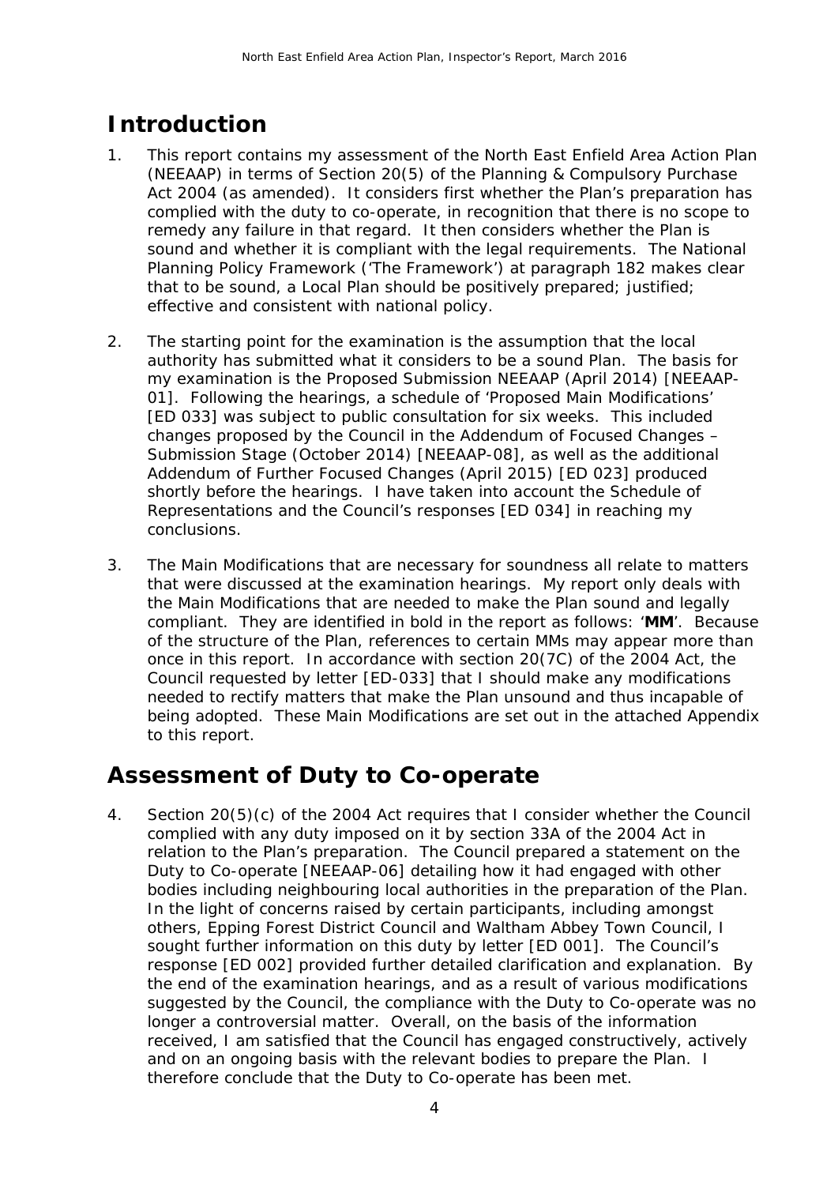# Introduction

1. This report contains my assessment of the North East Enfield Area Action Plan (NEEAAP) in terms of Section 20(5) of the Planning & Compulsory Purchase Act 2004 (as amended). It considers first whether the Plan's preparation has complied with the duty to co-operate, in recognition that there is no scope to remedy any failure in that regard. It then considers whether the Plan is sound and whether it is compliant with the legal requirements. The National Planning Policy Framework ('The Framework') at paragraph 182 makes clear that to be sound, a Local Plan should be positively prepared; justified; effective and consistent with national policy.

2. The starting point for the examination is the assumption that the local authority has submitted what it considers to be a sound Plan. The basis for my examination is the Proposed Submission NEEAAP (April 2014) [NEEAAP-01]. Following the hearings, a schedule of 'Proposed Main Modifications' [ED 033] was subject to public consultation for six weeks. This included changes proposed by the Council in the Addendum of Focused Changes – Submission Stage (October 2014) [NEEAAP-08], as well as the additional Addendum of Further Focused Changes (April 2015) [ED 023] produced shortly before the hearings. I have taken into account the Schedule of Representations and the Council's responses [ED 034] in reaching my conclusions.

3. The Main Modifications that are necessary for soundness all relate to matters that were discussed at the examination hearings. My report only deals with the Main Modifications that are needed to make the Plan sound and legally compliant. They are identified in bold in the report as follows: '**MM**'. Because of the structure of the Plan, references to certain MMs may appear more than once in this report. In accordance with section 20(7C) of the 2004 Act, the Council requested by letter [ED-033] that I should make any modifications needed to rectify matters that make the Plan unsound and thus incapable of being adopted. These Main Modifications are set out in the attached Appendix to this report.

# Assessment of Duty to Co-operate

4. Section 20(5)(c) of the 2004 Act requires that I consider whether the Council complied with any duty imposed on it by section 33A of the 2004 Act in relation to the Plan's preparation. The Council prepared a statement on the Duty to Co-operate [NEEAAP-06] detailing how it had engaged with other bodies including neighbouring local authorities in the preparation of the Plan. In the light of concerns raised by certain participants, including amongst others, Epping Forest District Council and Waltham Abbey Town Council, I sought further information on this duty by letter [ED 001]. The Council's response [ED 002] provided further detailed clarification and explanation. By the end of the examination hearings, and as a result of various modifications suggested by the Council, the compliance with the Duty to Co-operate was no longer a controversial matter. Overall, on the basis of the information received, I am satisfied that the Council has engaged constructively, actively and on an ongoing basis with the relevant bodies to prepare the Plan. I therefore conclude that the Duty to Co-operate has been met.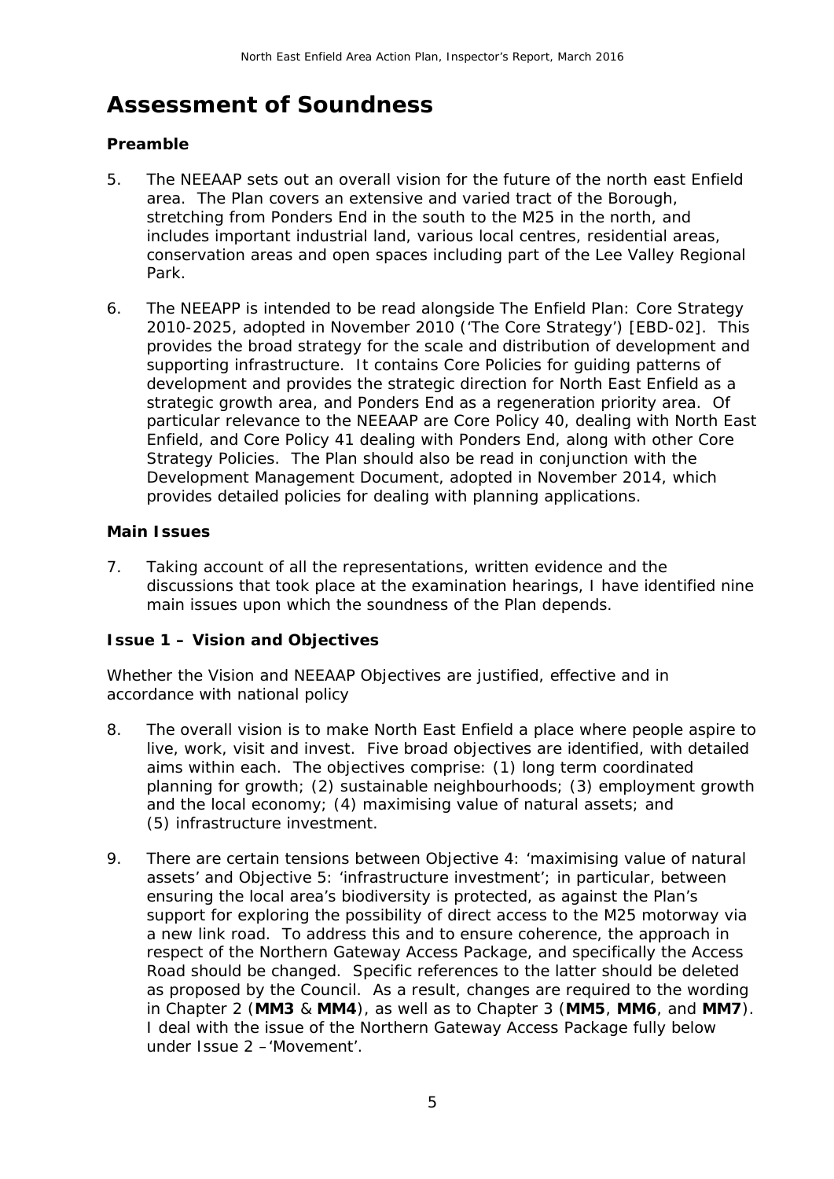# Assessment of Soundness

## Preamble

5. The NEEAAP sets out an overall vision for the future of the north east Enfield area. The Plan covers an extensive and varied tract of the Borough, stretching from Ponders End in the south to the M25 in the north, and includes important industrial land, various local centres, residential areas, conservation areas and open spaces including part of the Lee Valley Regional Park.

6. The NEEAPP is intended to be read alongside The Enfield Plan: Core Strategy 2010-2025, adopted in November 2010 ('The Core Strategy') [EBD-02]. This provides the broad strategy for the scale and distribution of development and supporting infrastructure. It contains Core Policies for guiding patterns of development and provides the strategic direction for North East Enfield as a strategic growth area, and Ponders End as a regeneration priority area. Of particular relevance to the NEEAAP are Core Policy 40, dealing with North East Enfield, and Core Policy 41 dealing with Ponders End, along with other Core Strategy Policies. The Plan should also be read in conjunction with the Development Management Document, adopted in November 2014, which provides detailed policies for dealing with planning applications.

## Main Issues

7. Taking account of all the representations, written evidence and the discussions that took place at the examination hearings, I have identified nine main issues upon which the soundness of the Plan depends.

## Issue 1 – Vision and Objectives

*Whether the Vision and NEEAAP Objectives are justified, effective and in accordance with national policy*

8. The overall vision is to make North East Enfield a place where people aspire to live, work, visit and invest. Five broad objectives are identified, with detailed aims within each. The objectives comprise: (1) long term coordinated planning for growth; (2) sustainable neighbourhoods; (3) employment growth and the local economy; (4) maximising value of natural assets; and (5) infrastructure investment.

9. There are certain tensions between Objective 4: 'maximising value of natural assets' and Objective 5: 'infrastructure investment'; in particular, between ensuring the local area's biodiversity is protected, as against the Plan's support for exploring the possibility of direct access to the M25 motorway via a new link road. To address this and to ensure coherence, the approach in respect of the Northern Gateway Access Package, and specifically the Access Road should be changed. Specific references to the latter should be deleted as proposed by the Council. As a result, changes are required to the wording in Chapter 2 (**MM3** & **MM4**), as well as to Chapter 3 (**MM5**, **MM6**, and **MM7**). I deal with the issue of the Northern Gateway Access Package fully below under Issue 2 –'Movement'.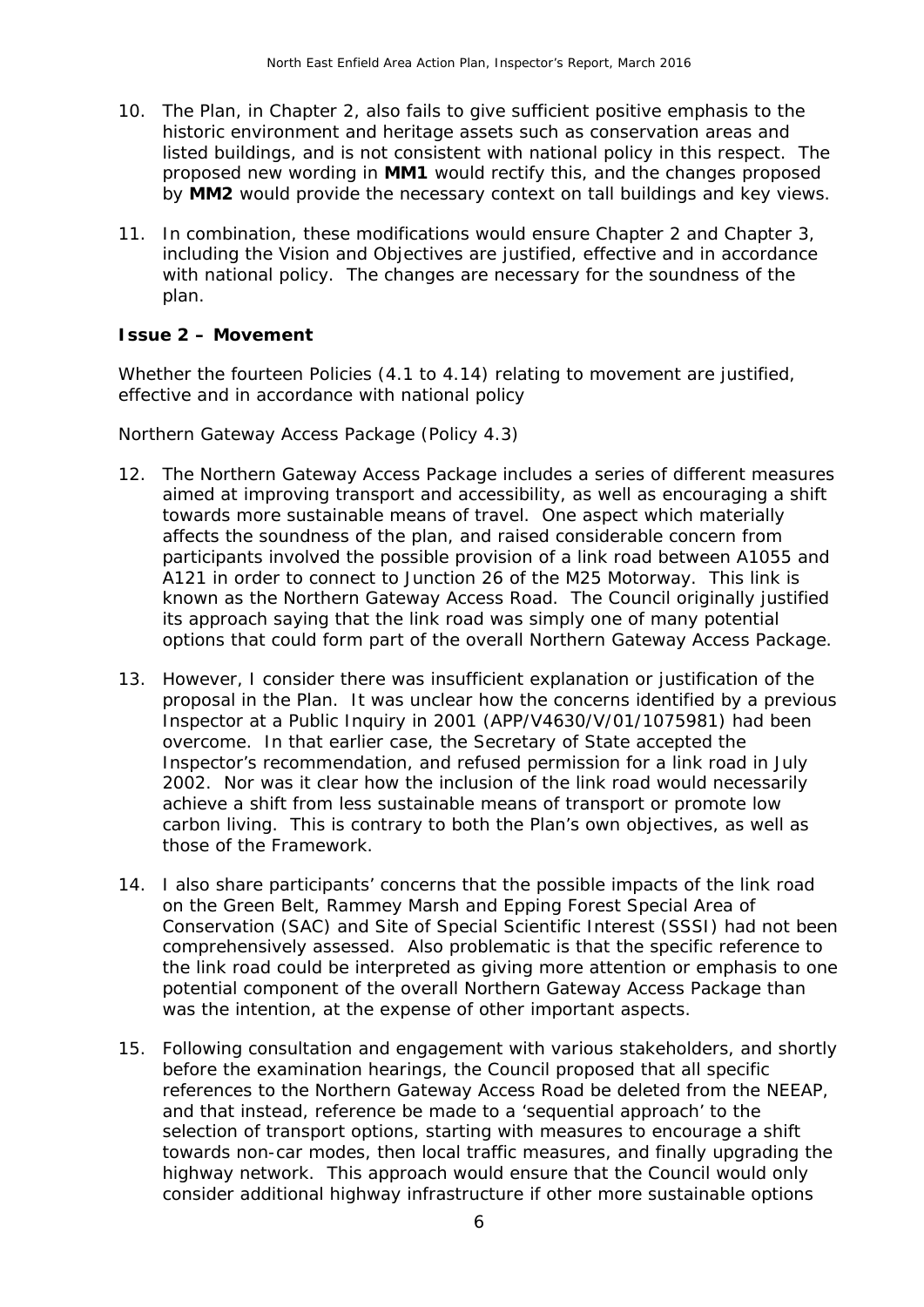10. The Plan, in Chapter 2, also fails to give sufficient positive emphasis to the historic environment and heritage assets such as conservation areas and listed buildings, and is not consistent with national policy in this respect. The proposed new wording in **MM1** would rectify this, and the changes proposed by **MM2** would provide the necessary context on tall buildings and key views.

11. In combination, these modifications would ensure Chapter 2 and Chapter 3, including the Vision and Objectives are justified, effective and in accordance with national policy. The changes are necessary for the soundness of the plan.

### Issue 2 – Movement

*Whether the fourteen Policies (4.1 to 4.14) relating to movement are justified, effective and in accordance with national policy*

*Northern Gateway Access Package (Policy 4.3)*

12. The Northern Gateway Access Package includes a series of different measures aimed at improving transport and accessibility, as well as encouraging a shift towards more sustainable means of travel. One aspect which materially affects the soundness of the plan, and raised considerable concern from participants involved the possible provision of a link road between A1055 and A121 in order to connect to Junction 26 of the M25 Motorway. This link is known as the Northern Gateway Access Road. The Council originally justified its approach saying that the link road was simply one of many potential options that could form part of the overall Northern Gateway Access Package.

13. However, I consider there was insufficient explanation or justification of the proposal in the Plan. It was unclear how the concerns identified by a previous Inspector at a Public Inquiry in 2001 (APP/V4630/V/01/1075981) had been overcome. In that earlier case, the Secretary of State accepted the Inspector's recommendation, and refused permission for a link road in July 2002. Nor was it clear how the inclusion of the link road would necessarily achieve a shift from less sustainable means of transport or promote low carbon living. This is contrary to both the Plan's own objectives, as well as those of the Framework.

14. I also share participants' concerns that the possible impacts of the link road on the Green Belt, Rammey Marsh and Epping Forest Special Area of Conservation (SAC) and Site of Special Scientific Interest (SSSI) had not been comprehensively assessed. Also problematic is that the specific reference to the link road could be interpreted as giving more attention or emphasis to one potential component of the overall Northern Gateway Access Package than was the intention, at the expense of other important aspects.

15. Following consultation and engagement with various stakeholders, and shortly before the examination hearings, the Council proposed that all specific references to the Northern Gateway Access Road be deleted from the NEEAP, and that instead, reference be made to a 'sequential approach' to the selection of transport options, starting with measures to encourage a shift towards non-car modes, then local traffic measures, and finally upgrading the highway network. This approach would ensure that the Council would only consider additional highway infrastructure if other more sustainable options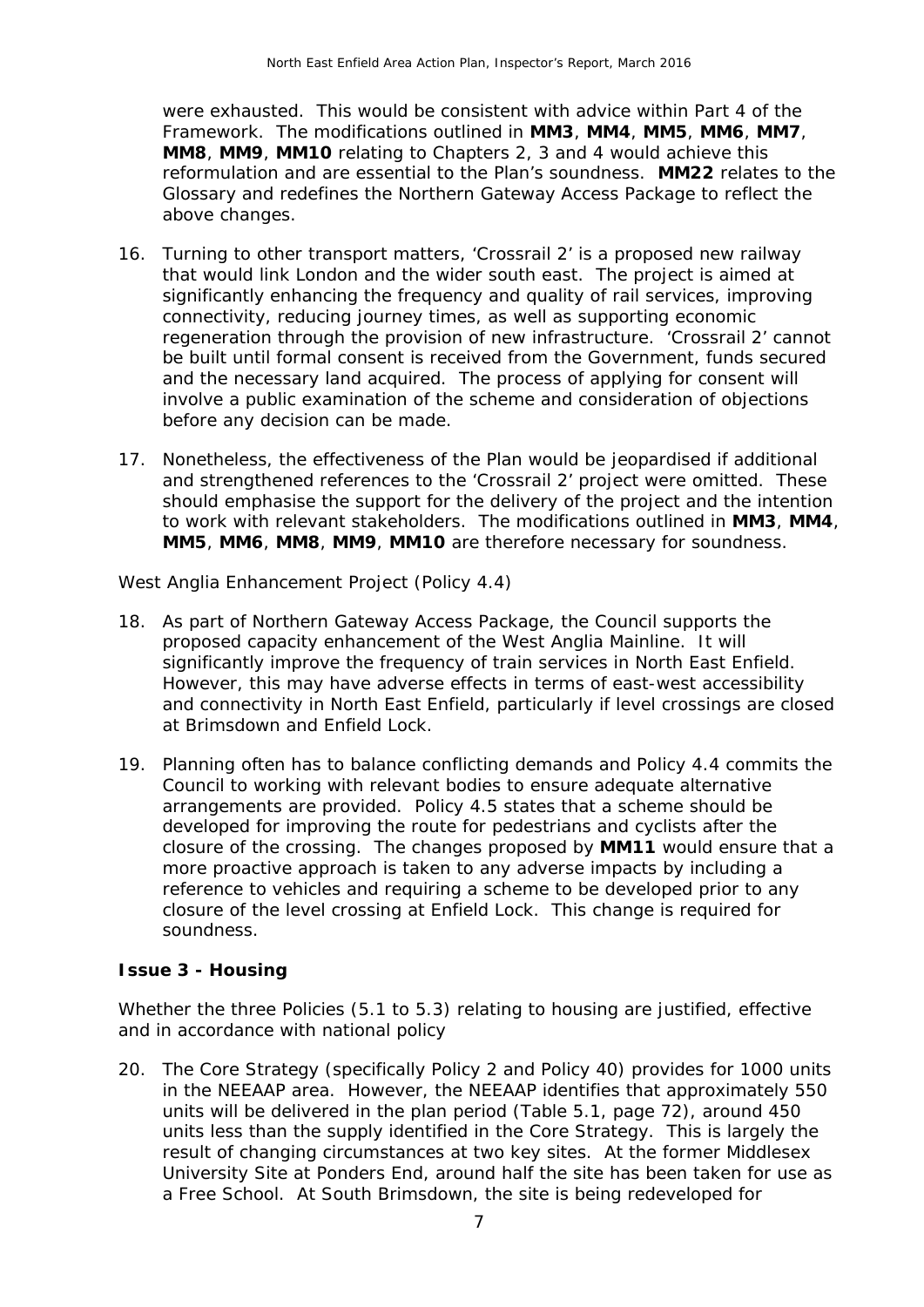were exhausted. This would be consistent with advice within Part 4 of the Framework. The modifications outlined in **MM3**, **MM4**, **MM5**, **MM6**, **MM7**, **MM8**, **MM9**, **MM10** relating to Chapters 2, 3 and 4 would achieve this reformulation and are essential to the Plan's soundness. **MM22** relates to the Glossary and redefines the Northern Gateway Access Package to reflect the above changes.

16. Turning to other transport matters, 'Crossrail 2' is a proposed new railway that would link London and the wider south east. The project is aimed at significantly enhancing the frequency and quality of rail services, improving connectivity, reducing journey times, as well as supporting economic regeneration through the provision of new infrastructure. 'Crossrail 2' cannot be built until formal consent is received from the Government, funds secured and the necessary land acquired. The process of applying for consent will involve a public examination of the scheme and consideration of objections before any decision can be made.

17. Nonetheless, the effectiveness of the Plan would be jeopardised if additional and strengthened references to the 'Crossrail 2' project were omitted. These should emphasise the support for the delivery of the project and the intention to work with relevant stakeholders. The modifications outlined in **MM3**, **MM4**, **MM5**, **MM6**, **MM8**, **MM9**, **MM10** are therefore necessary for soundness.

*West Anglia Enhancement Project (Policy 4.4)*

18. As part of Northern Gateway Access Package, the Council supports the proposed capacity enhancement of the West Anglia Mainline. It will significantly improve the frequency of train services in North East Enfield. However, this may have adverse effects in terms of east-west accessibility and connectivity in North East Enfield, particularly if level crossings are closed at Brimsdown and Enfield Lock.

19. Planning often has to balance conflicting demands and Policy 4.4 commits the Council to working with relevant bodies to ensure adequate alternative arrangements are provided. Policy 4.5 states that a scheme should be developed for improving the route for pedestrians and cyclists after the closure of the crossing. The changes proposed by **MM11** would ensure that a more proactive approach is taken to any adverse impacts by including a reference to vehicles and requiring a scheme to be developed prior to any closure of the level crossing at Enfield Lock. This change is required for soundness.

## Issue 3 - Housing

*Whether the three Policies (5.1 to 5.3) relating to housing are justified, effective and in accordance with national policy*

20. The Core Strategy (specifically Policy 2 and Policy 40) provides for 1000 units in the NEEAAP area. However, the NEEAAP identifies that approximately 550 units will be delivered in the plan period (Table 5.1, page 72), around 450 units less than the supply identified in the Core Strategy. This is largely the result of changing circumstances at two key sites. At the former Middlesex University Site at Ponders End, around half the site has been taken for use as a Free School. At South Brimsdown, the site is being redeveloped for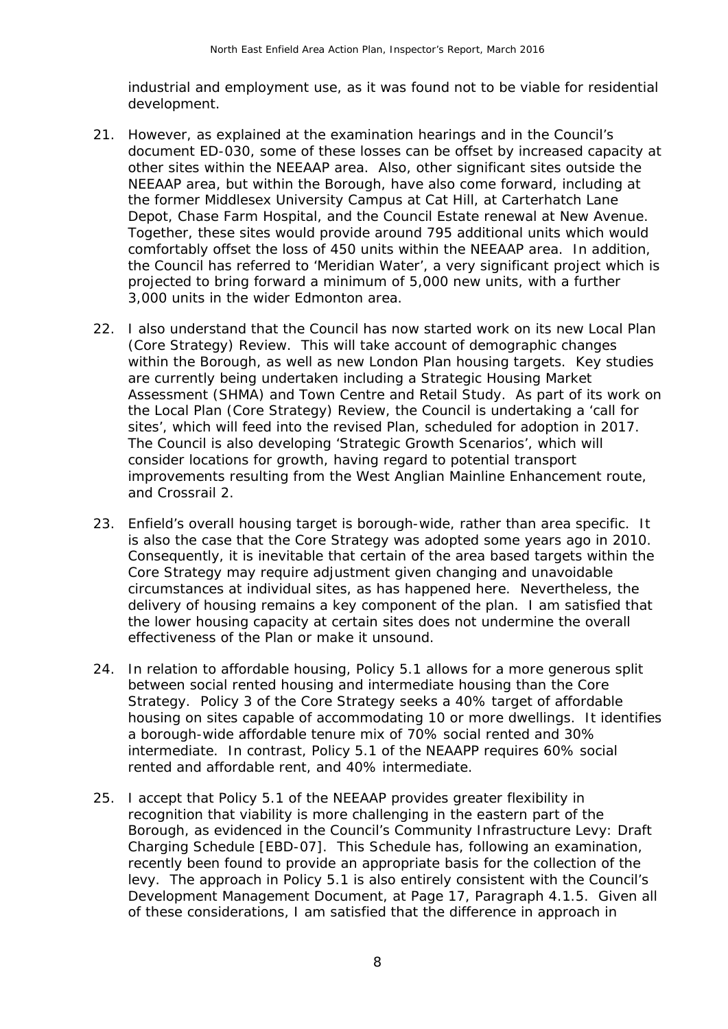industrial and employment use, as it was found not to be viable for residential development.

21. However, as explained at the examination hearings and in the Council's document ED-030, some of these losses can be offset by increased capacity at other sites within the NEEAAP area. Also, other significant sites outside the NEEAAP area, but within the Borough, have also come forward, including at the former Middlesex University Campus at Cat Hill, at Carterhatch Lane Depot, Chase Farm Hospital, and the Council Estate renewal at New Avenue. Together, these sites would provide around 795 additional units which would comfortably offset the loss of 450 units within the NEEAAP area. In addition, the Council has referred to 'Meridian Water', a very significant project which is projected to bring forward a minimum of 5,000 new units, with a further 3,000 units in the wider Edmonton area.

22. I also understand that the Council has now started work on its new Local Plan (Core Strategy) Review. This will take account of demographic changes within the Borough, as well as new London Plan housing targets. Key studies are currently being undertaken including a Strategic Housing Market Assessment (SHMA) and Town Centre and Retail Study. As part of its work on the Local Plan (Core Strategy) Review, the Council is undertaking a 'call for sites', which will feed into the revised Plan, scheduled for adoption in 2017. The Council is also developing 'Strategic Growth Scenarios', which will consider locations for growth, having regard to potential transport improvements resulting from the West Anglian Mainline Enhancement route, and Crossrail 2.

23. Enfield's overall housing target is borough-wide, rather than area specific. It is also the case that the Core Strategy was adopted some years ago in 2010. Consequently, it is inevitable that certain of the area based targets within the Core Strategy may require adjustment given changing and unavoidable circumstances at individual sites, as has happened here. Nevertheless, the delivery of housing remains a key component of the plan. I am satisfied that the lower housing capacity at certain sites does not undermine the overall effectiveness of the Plan or make it unsound.

24. In relation to affordable housing, Policy 5.1 allows for a more generous split between social rented housing and intermediate housing than the Core Strategy. Policy 3 of the Core Strategy seeks a 40% target of affordable housing on sites capable of accommodating 10 or more dwellings. It identifies a borough-wide affordable tenure mix of 70% social rented and 30% intermediate. In contrast, Policy 5.1 of the NEAAPP requires 60% social rented and affordable rent, and 40% intermediate.

25. I accept that Policy 5.1 of the NEEAAP provides greater flexibility in recognition that viability is more challenging in the eastern part of the Borough, as evidenced in the Council's Community Infrastructure Levy: Draft Charging Schedule [EBD-07]. This Schedule has, following an examination, recently been found to provide an appropriate basis for the collection of the levy. The approach in Policy 5.1 is also entirely consistent with the Council's Development Management Document, at Page 17, Paragraph 4.1.5. Given all of these considerations, I am satisfied that the difference in approach in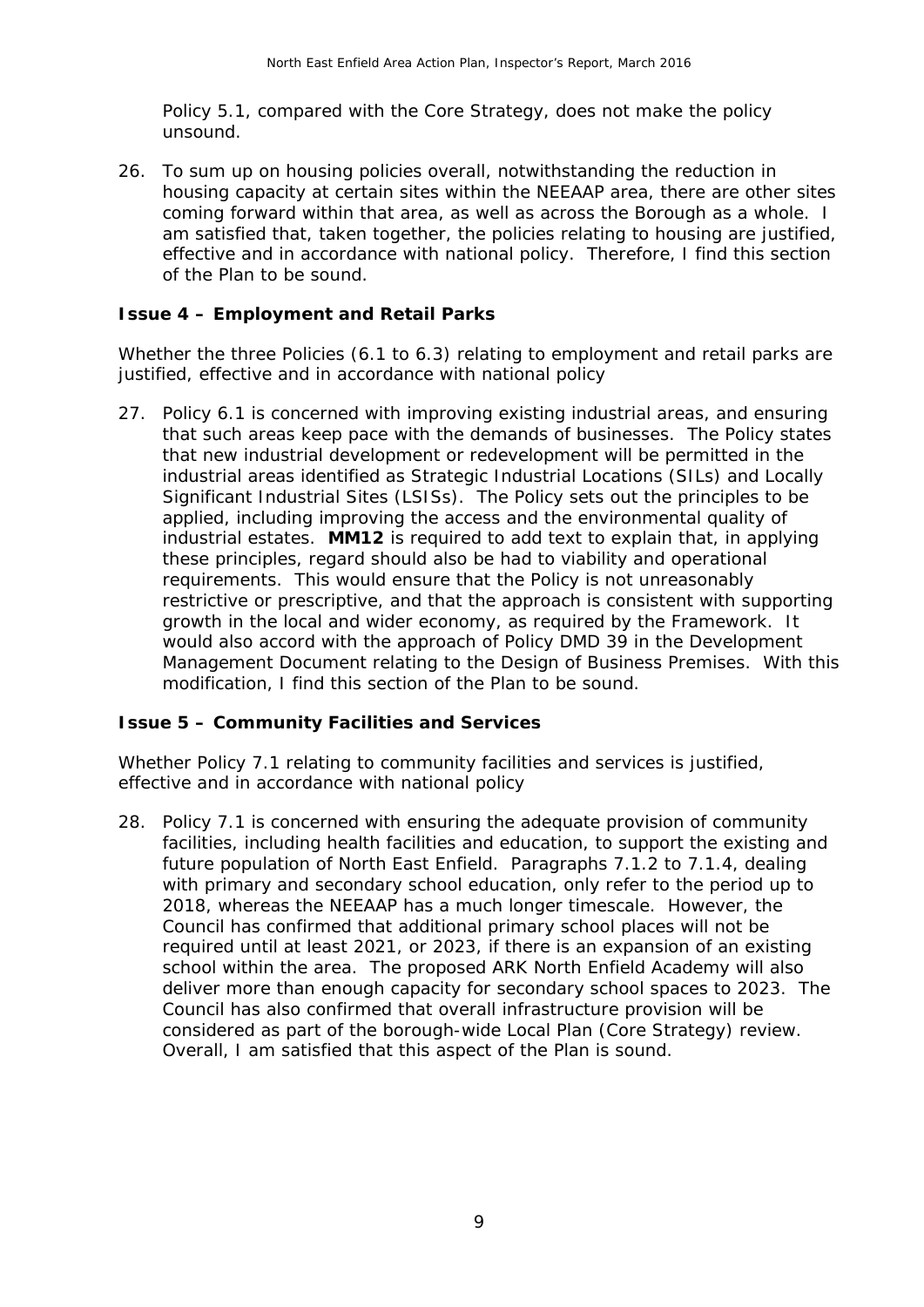Policy 5.1, compared with the Core Strategy, does not make the policy unsound.

26. To sum up on housing policies overall, notwithstanding the reduction in housing capacity at certain sites within the NEEAAP area, there are other sites coming forward within that area, as well as across the Borough as a whole. I am satisfied that, taken together, the policies relating to housing are justified, effective and in accordance with national policy. Therefore, I find this section of the Plan to be sound.

### Issue 4 – Employment and Retail Parks

*Whether the three Policies (6.1 to 6.3) relating to employment and retail parks are justified, effective and in accordance with national policy*

27. Policy 6.1 is concerned with improving existing industrial areas, and ensuring that such areas keep pace with the demands of businesses. The Policy states that new industrial development or redevelopment will be permitted in the industrial areas identified as Strategic Industrial Locations (SILs) and Locally Significant Industrial Sites (LSISs). The Policy sets out the principles to be applied, including improving the access and the environmental quality of industrial estates. **MM12** is required to add text to explain that, in applying these principles, regard should also be had to viability and operational requirements. This would ensure that the Policy is not unreasonably restrictive or prescriptive, and that the approach is consistent with supporting growth in the local and wider economy, as required by the Framework. It would also accord with the approach of Policy DMD 39 in the Development Management Document relating to the Design of Business Premises. With this modification, I find this section of the Plan to be sound.

### Issue 5 – Community Facilities and Services

*Whether Policy 7.1 relating to community facilities and services is justified, effective and in accordance with national policy*

28. Policy 7.1 is concerned with ensuring the adequate provision of community facilities, including health facilities and education, to support the existing and future population of North East Enfield. Paragraphs 7.1.2 to 7.1.4, dealing with primary and secondary school education, only refer to the period up to 2018, whereas the NEEAAP has a much longer timescale. However, the Council has confirmed that additional primary school places will not be required until at least 2021, or 2023, if there is an expansion of an existing school within the area. The proposed ARK North Enfield Academy will also deliver more than enough capacity for secondary school spaces to 2023. The Council has also confirmed that overall infrastructure provision will be considered as part of the borough-wide Local Plan (Core Strategy) review. Overall, I am satisfied that this aspect of the Plan is sound.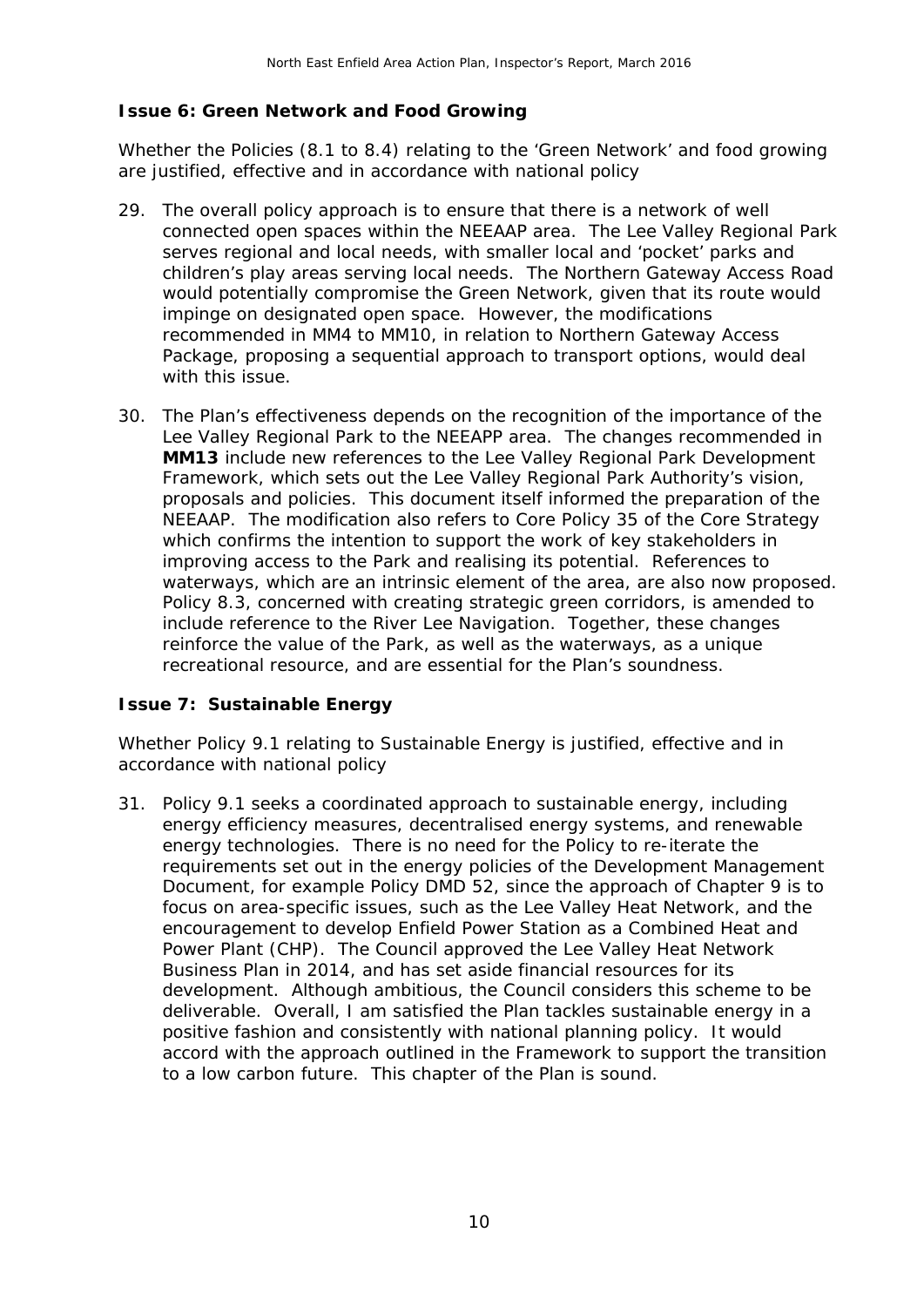**Issue 6: Green Network and Food Growing**

Whether the Policies (8.1 to 8.4) relating to the 'Green Network' and food growing are justified, effective and in accordance with national policy

29. The overall policy approach is to ensure that there is a network of well connected open spaces within the NEEAAP area. The Lee Valley Regional Park serves regional and local needs, with smaller local and 'pocket' parks and children's play areas serving local needs. The Northern Gateway Access Road would potentially compromise the Green Network, given that its route would impinge on designated open space. However, the modifications recommended in MM4 to MM10, in relation to Northern Gateway Access Package, proposing a sequential approach to transport options, would deal with this issue.

30. The Plan's effectiveness depends on the recognition of the importance of the Lee Valley Regional Park to the NEEAPP area. The changes recommended in **MM13** include new references to the Lee Valley Regional Park Development Framework, which sets out the Lee Valley Regional Park Authority's vision, proposals and policies. This document itself informed the preparation of the NEEAAP. The modification also refers to Core Policy 35 of the Core Strategy which confirms the intention to support the work of key stakeholders in improving access to the Park and realising its potential. References to waterways, which are an intrinsic element of the area, are also now proposed. Policy 8.3, concerned with creating strategic green corridors, is amended to include reference to the River Lee Navigation. Together, these changes reinforce the value of the Park, as well as the waterways, as a unique recreational resource, and are essential for the Plan's soundness.

**Issue 7: Sustainable Energy**

Whether Policy 9.1 relating to Sustainable Energy is justified, effective and in accordance with national policy

31. Policy 9.1 seeks a coordinated approach to sustainable energy, including energy efficiency measures, decentralised energy systems, and renewable energy technologies. There is no need for the Policy to re-iterate the requirements set out in the energy policies of the Development Management Document, for example Policy DMD 52, since the approach of Chapter 9 is to focus on area-specific issues, such as the Lee Valley Heat Network, and the encouragement to develop Enfield Power Station as a Combined Heat and Power Plant (CHP). The Council approved the Lee Valley Heat Network Business Plan in 2014, and has set aside financial resources for its development. Although ambitious, the Council considers this scheme to be deliverable. Overall, I am satisfied the Plan tackles sustainable energy in a positive fashion and consistently with national planning policy. It would accord with the approach outlined in the Framework to support the transition to a low carbon future. This chapter of the Plan is sound.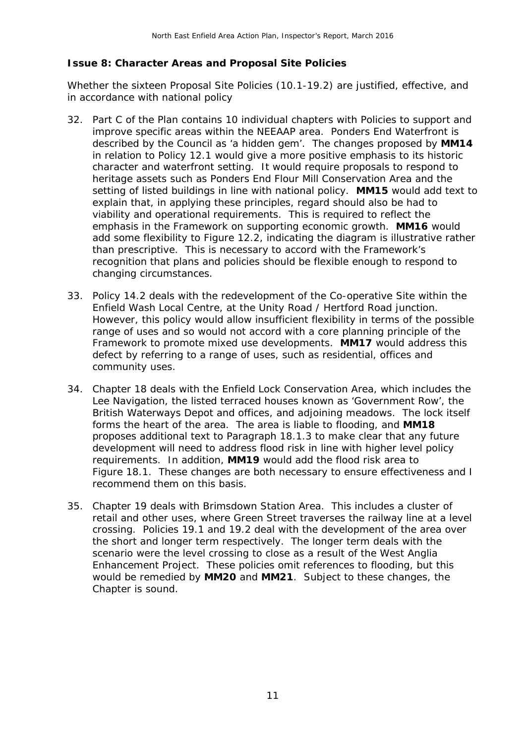**Issue 8: Character Areas and Proposal Site Policies**

Whether the sixteen Proposal Site Policies (10.1-19.2) are justified, effective, and in accordance with national policy

32. Part C of the Plan contains 10 individual chapters with Policies to support and improve specific areas within the NEEAAP area. Ponders End Waterfront is described by the Council as 'a hidden gem'. The changes proposed by **MM14** in relation to Policy 12.1 would give a more positive emphasis to its historic character and waterfront setting. It would require proposals to respond to heritage assets such as Ponders End Flour Mill Conservation Area and the setting of listed buildings in line with national policy. **MM15** would add text to explain that, in applying these principles, regard should also be had to viability and operational requirements. This is required to reflect the emphasis in the Framework on supporting economic growth. **MM16** would add some flexibility to Figure 12.2, indicating the diagram is illustrative rather than prescriptive. This is necessary to accord with the Framework's recognition that plans and policies should be flexible enough to respond to changing circumstances.

33. Policy 14.2 deals with the redevelopment of the Co-operative Site within the Enfield Wash Local Centre, at the Unity Road / Hertford Road junction. However, this policy would allow insufficient flexibility in terms of the possible range of uses and so would not accord with a core planning principle of the Framework to promote mixed use developments. **MM17** would address this defect by referring to a range of uses, such as residential, offices and community uses.

34. Chapter 18 deals with the Enfield Lock Conservation Area, which includes the Lee Navigation, the listed terraced houses known as 'Government Row', the British Waterways Depot and offices, and adjoining meadows. The lock itself forms the heart of the area. The area is liable to flooding, and **MM18** proposes additional text to Paragraph 18.1.3 to make clear that any future development will need to address flood risk in line with higher level policy requirements. In addition, **MM19** would add the flood risk area to Figure 18.1. These changes are both necessary to ensure effectiveness and I recommend them on this basis.

35. Chapter 19 deals with Brimsdown Station Area. This includes a cluster of retail and other uses, where Green Street traverses the railway line at a level crossing. Policies 19.1 and 19.2 deal with the development of the area over the short and longer term respectively. The longer term deals with the scenario were the level crossing to close as a result of the West Anglia Enhancement Project. These policies omit references to flooding, but this would be remedied by **MM20** and **MM21**. Subject to these changes, the Chapter is sound.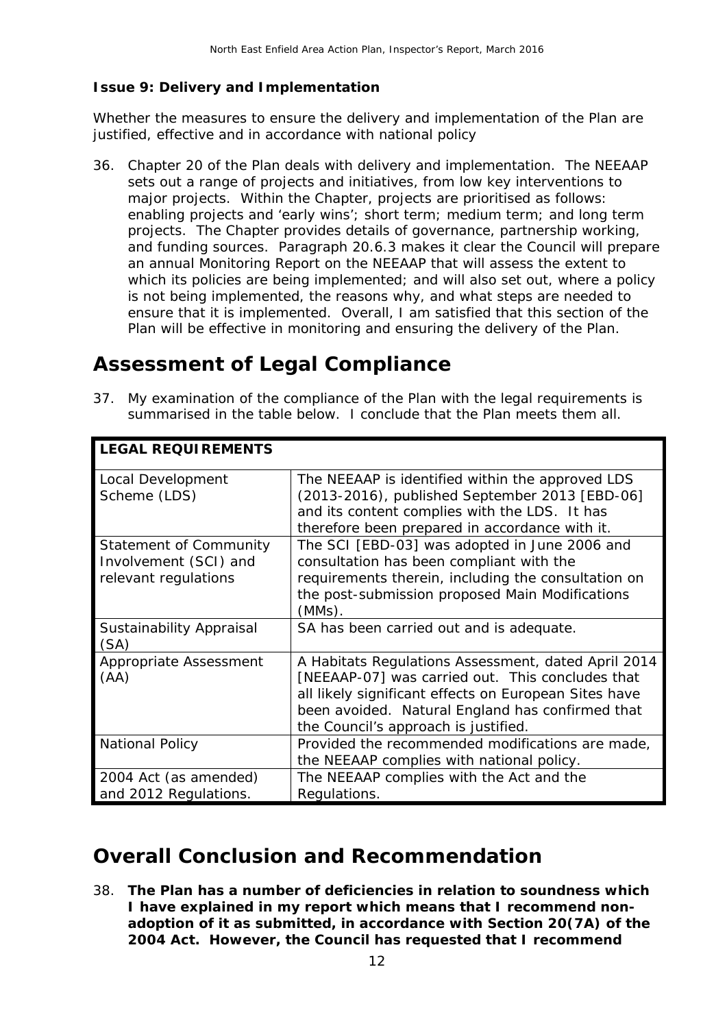**Issue 9: Delivery and Implementation**

*Whether the measures to ensure the delivery and implementation of the Plan are justified, effective and in accordance with national policy*

36. Chapter 20 of the Plan deals with delivery and implementation. The NEEAAP sets out a range of projects and initiatives, from low key interventions to major projects. Within the Chapter, projects are prioritised as follows: enabling projects and 'early wins'; short term; medium term; and long term projects. The Chapter provides details of governance, partnership working, and funding sources. Paragraph 20.6.3 makes it clear the Council will prepare an annual Monitoring Report on the NEEAAP that will assess the extent to which its policies are being implemented; and will also set out, where a policy is not being implemented, the reasons why, and what steps are needed to ensure that it is implemented. Overall, I am satisfied that this section of the Plan will be effective in monitoring and ensuring the delivery of the Plan.

## Assessment of Legal Compliance

37. My examination of the compliance of the Plan with the legal requirements is summarised in the table below. I conclude that the Plan meets them all.

| **LEGAL REQUIREMENTS** | |
|---|---|
| Local Development Scheme (LDS) | The NEEAAP is identified within the approved LDS (2013-2016), published September 2013 [EBD-06] and its content complies with the LDS. It has therefore been prepared in accordance with it. |
| Statement of Community Involvement (SCI) and relevant regulations | The SCI [EBD-03] was adopted in June 2006 and consultation has been compliant with the requirements therein, including the consultation on the post-submission proposed Main Modifications (MMs). |
| Sustainability Appraisal (SA) | SA has been carried out and is adequate. |
| Appropriate Assessment (AA) | A Habitats Regulations Assessment, dated April 2014 [NEEAAP-07] was carried out. This concludes that all likely significant effects on European Sites have been avoided. Natural England has confirmed that the Council's approach is justified. |
| National Policy | Provided the recommended modifications are made, the NEEAAP complies with national policy. |
| 2004 Act (as amended) and 2012 Regulations. | The NEEAAP complies with the Act and the Regulations. |

## Overall Conclusion and Recommendation

38. **The Plan has a number of deficiencies in relation to soundness which I have explained in my report which means that I recommend non-adoption of it as submitted, in accordance with Section 20(7A) of the 2004 Act. However, the Council has requested that I recommend**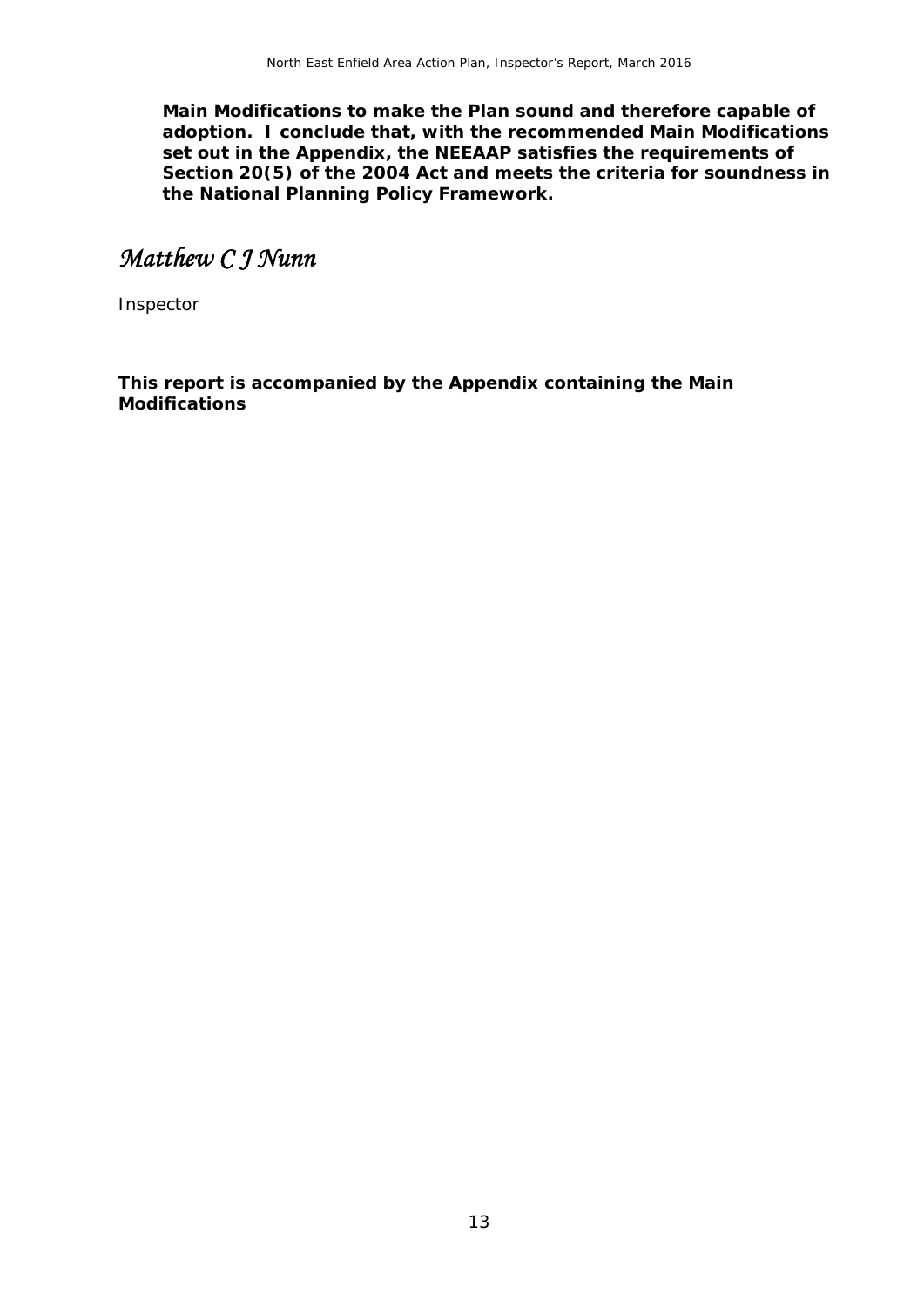**Main Modifications to make the Plan sound and therefore capable of adoption. I conclude that, with the recommended Main Modifications set out in the Appendix, the NEEAAP satisfies the requirements of Section 20(5) of the 2004 Act and meets the criteria for soundness in the National Planning Policy Framework.**

*Matthew C J Nunn*

Inspector

**This report is accompanied by the Appendix containing the Main Modifications**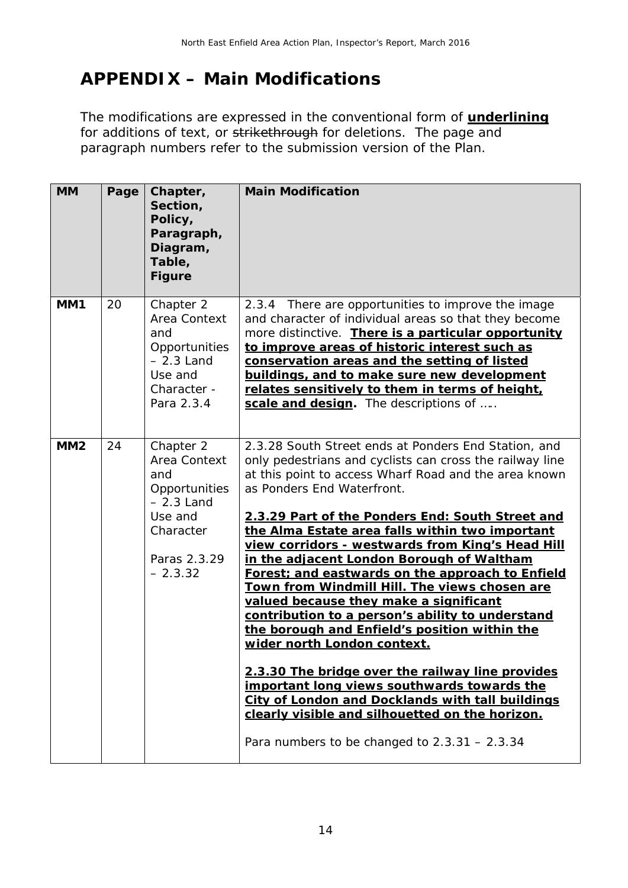# APPENDIX – Main Modifications

The modifications are expressed in the conventional form of **underlining** for additions of text, or ~~strikethrough~~ for deletions. The page and paragraph numbers refer to the submission version of the Plan.

| MM | Page | Chapter, Section, Policy, Paragraph, Diagram, Table, Figure | Main Modification |
|---|---|---|---|
| MM1 | 20 | Chapter 2 Area Context and Opportunities – 2.3 Land Use and Character - Para 2.3.4 | 2.3.4 There are opportunities to improve the image and character of individual areas so that they become more distinctive. <u>**There is a particular opportunity to improve areas of historic interest such as conservation areas and the setting of listed buildings, and to make sure new development relates sensitively to them in terms of height, scale and design**</u>. The descriptions of ….. |
| MM2 | 24 | Chapter 2 Area Context and Opportunities – 2.3 Land Use and Character<br><br>Paras 2.3.29 – 2.3.32 | 2.3.28 South Street ends at Ponders End Station, and only pedestrians and cyclists can cross the railway line at this point to access Wharf Road and the area known as Ponders End Waterfront.<br><br><u>**2.3.29 Part of the Ponders End: South Street and the Alma Estate area falls within two important view corridors - westwards from King's Head Hill in the adjacent London Borough of Waltham Forest; and eastwards on the approach to Enfield Town from Windmill Hill. The views chosen are valued because they make a significant contribution to a person's ability to understand the borough and Enfield's position within the wider north London context.**</u><br><br><u>**2.3.30 The bridge over the railway line provides important long views southwards towards the City of London and Docklands with tall buildings clearly visible and silhouetted on the horizon.**</u><br><br>Para numbers to be changed to 2.3.31 – 2.3.34 |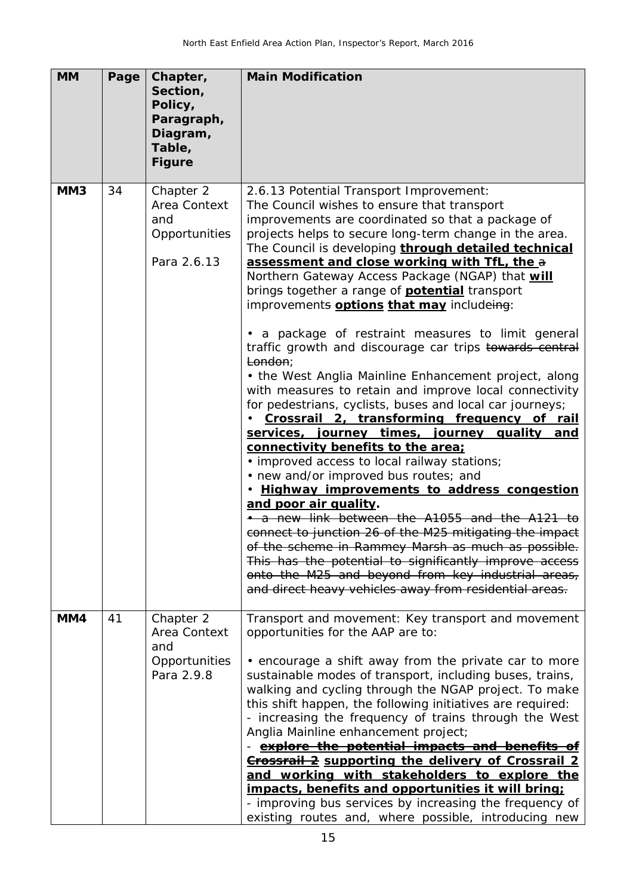| MM | Page | Chapter, Section, Policy, Paragraph, Diagram, Table, Figure | Main Modification |
|---|---|---|---|
| MM3 | 34 | Chapter 2 Area Context and Opportunities<br><br>Para 2.6.13 | 2.6.13 Potential Transport Improvement:<br>The Council wishes to ensure that transport improvements are coordinated so that a package of projects helps to secure long-term change in the area. The Council is developing **<u>through detailed technical assessment and close working with TfL, the</u>** ~~a~~ Northern Gateway Access Package (NGAP) that **<u>will</u>** bring~~s~~ together a range of **<u>potential</u>** transport improvement~~s~~ **<u>options</u>** **<u>that may</u>** includ~~eing~~:<br><br>• a package of restraint measures to limit general traffic growth and discourage car trips ~~towards central London~~;<br>• the West Anglia Mainline Enhancement project, along with measures to retain and improve local connectivity for pedestrians, cyclists, buses and local car journeys;<br>• **<u>Crossrail 2, transforming frequency of rail services, journey times, journey quality and connectivity benefits to the area;</u>**<br>• improved access to local railway stations;<br>• new and/or improved bus routes; and<br>• **<u>Highway improvements to address congestion and poor air quality</u>.**<br>~~• a new link between the A1055 and the A121 to connect to junction 26 of the M25 mitigating the impact of the scheme in Rammey Marsh as much as possible. This has the potential to significantly improve access onto the M25 and beyond from key industrial areas, and direct heavy vehicles away from residential areas.~~ |
| MM4 | 41 | Chapter 2 Area Context and Opportunities Para 2.9.8 | Transport and movement: Key transport and movement opportunities for the AAP are to:<br><br>• encourage a shift away from the private car to more sustainable modes of transport, including buses, trains, walking and cycling through the NGAP project. To make this shift happen, the following initiatives are required:<br>- increasing the frequency of trains through the West Anglia Mainline enhancement project;<br>- ~~**explore the potential impacts and benefits of Crossrail 2**~~ **<u>supporting the delivery of Crossrail 2 and working with stakeholders to explore the impacts, benefits and opportunities it will bring;</u>**<br>- improving bus services by increasing the frequency of existing routes and, where possible, introducing new |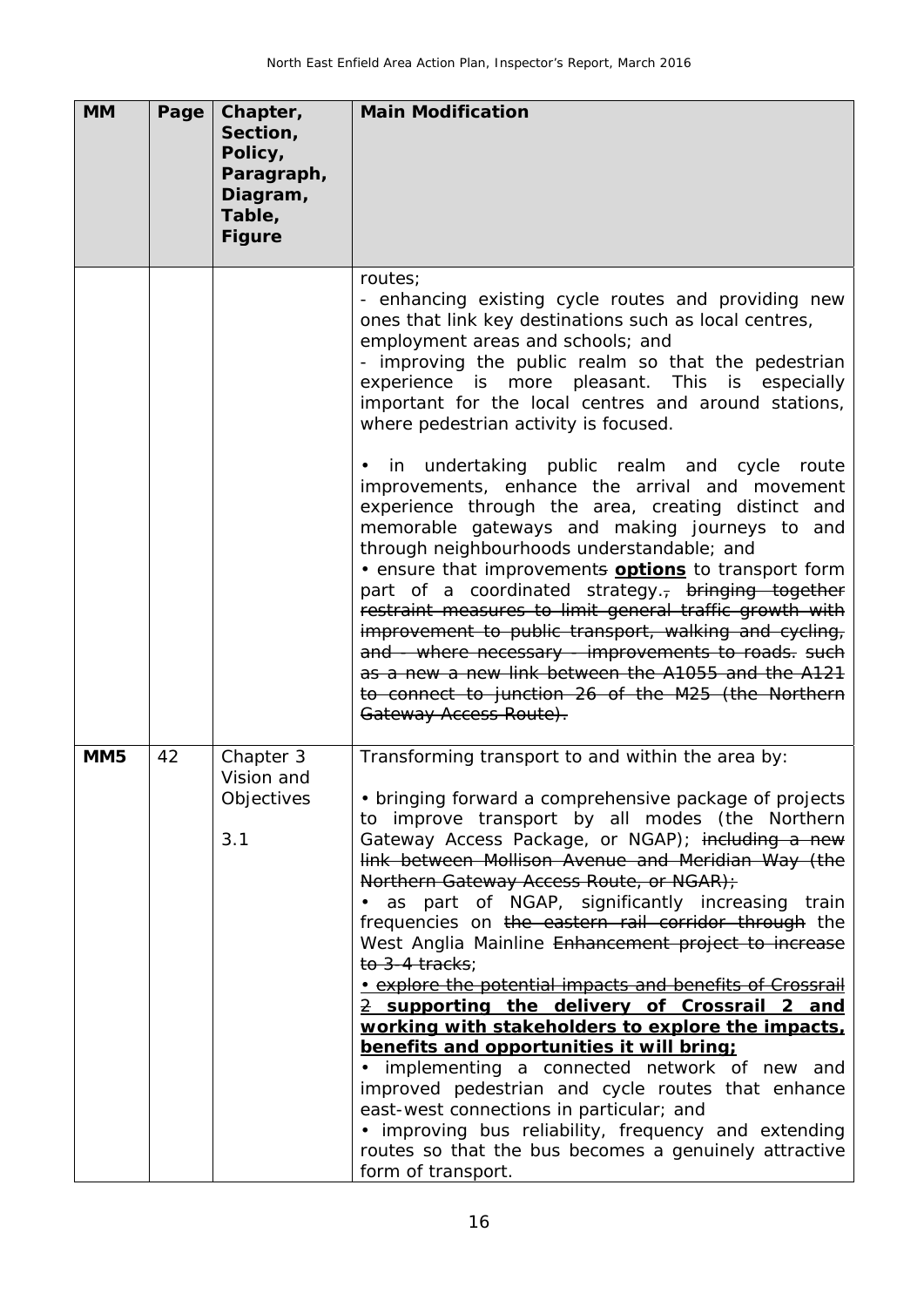| MM | Page | Chapter, Section, Policy, Paragraph, Diagram, Table, Figure | Main Modification |
|---|---|---|---|
| | | | routes;<br>- enhancing existing cycle routes and providing new ones that link key destinations such as local centres, employment areas and schools; and<br>- improving the public realm so that the pedestrian experience is more pleasant. This is especially important for the local centres and around stations, where pedestrian activity is focused.<br><br>• in undertaking public realm and cycle route improvements, enhance the arrival and movement experience through the area, creating distinct and memorable gateways and making journeys to and through neighbourhoods understandable; and<br>• ensure that ~~improvements~~ <u>**options**</u> to transport form part of a coordinated strategy.~~, bringing together restraint measures to limit general traffic growth with improvement to public transport, walking and cycling, and - where necessary - improvements to roads. such as a new a new link between the A1055 and the A121 to connect to junction 26 of the M25 (the Northern Gateway Access Route).~~ |
| **MM5** | 42 | Chapter 3 Vision and Objectives<br><br>3.1 | Transforming transport to and within the area by:<br><br>• bringing forward a comprehensive package of projects to improve transport by all modes (the Northern Gateway Access Package, or NGAP); ~~including a new link between Mollison Avenue and Meridian Way (the Northern Gateway Access Route, or NGAR);~~<br>• as part of NGAP, significantly increasing train frequencies on ~~the eastern rail corridor through~~ the West Anglia Mainline ~~Enhancement project to increase to 3-4 tracks~~;<br>~~• explore the potential impacts and benefits of Crossrail 2~~ <u>**supporting the delivery of Crossrail 2 and working with stakeholders to explore the impacts, benefits and opportunities it will bring;**</u><br>• implementing a connected network of new and improved pedestrian and cycle routes that enhance east-west connections in particular; and<br>• improving bus reliability, frequency and extending routes so that the bus becomes a genuinely attractive form of transport. |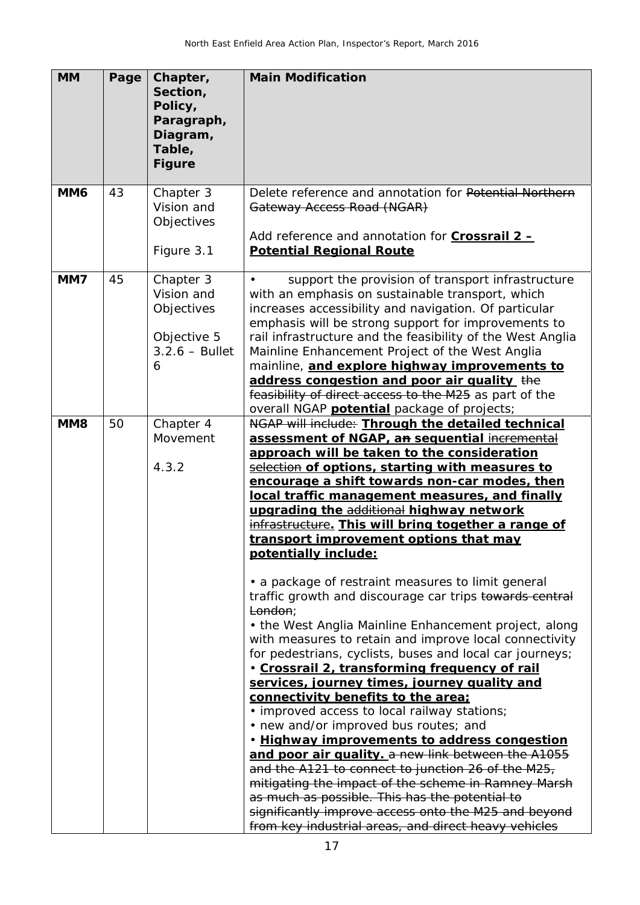| MM | Page | Chapter, Section, Policy, Paragraph, Diagram, Table, Figure | Main Modification |
|---|---|---|---|
| MM6 | 43 | Chapter 3 Vision and Objectives<br><br>Figure 3.1 | Delete reference and annotation for ~~Potential Northern Gateway Access Road (NGAR)~~<br><br>Add reference and annotation for **Crossrail 2 – Potential Regional Route** |
| MM7 | 45 | Chapter 3 Vision and Objectives<br><br>Objective 5 3.2.6 – Bullet 6 | • support the provision of transport infrastructure with an emphasis on sustainable transport, which increases accessibility and navigation. Of particular emphasis will be strong support for improvements to rail infrastructure and the feasibility of the West Anglia Mainline Enhancement Project of the West Anglia mainline, **and explore highway improvements to address congestion and poor air quality** ~~the feasibility of direct access to the M25~~ as part of the overall NGAP **potential** package of projects; |
| MM8 | 50 | Chapter 4 Movement<br><br>4.3.2 | ~~NGAP will include:~~ **Through the detailed technical assessment of NGAP, a~~n~~ sequential** ~~incremental~~ **approach will be taken to the consideration** ~~selection~~ **of options, starting with measures to encourage a shift towards non-car modes, then local traffic management measures, and finally upgrading the** ~~additional~~ **highway network** ~~infrastructure~~**. This will bring together a range of transport improvement options that may potentially include:**<br><br>• a package of restraint measures to limit general traffic growth and discourage car trips ~~towards central London~~;<br>• the West Anglia Mainline Enhancement project, along with measures to retain and improve local connectivity for pedestrians, cyclists, buses and local car journeys;<br>• **Crossrail 2, transforming frequency of rail services, journey times, journey quality and connectivity benefits to the area;**<br>• improved access to local railway stations;<br>• new and/or improved bus routes; and<br>• **Highway improvements to address congestion and poor air quality.** ~~a new link between the A1055 and the A121 to connect to junction 26 of the M25, mitigating the impact of the scheme in Ramney Marsh as much as possible. This has the potential to significantly improve access onto the M25 and beyond from key industrial areas, and direct heavy vehicles~~ |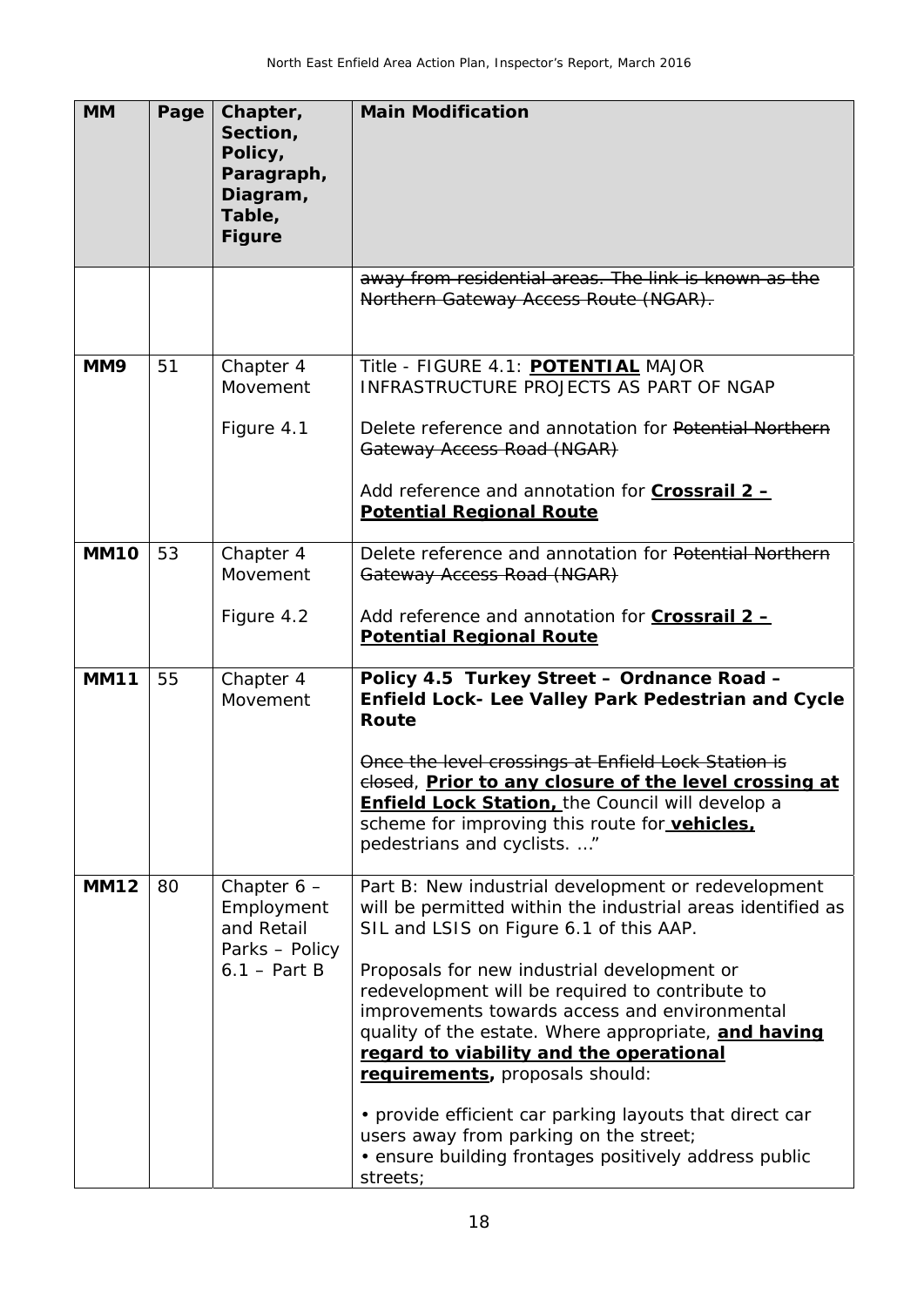| MM | Page | Chapter, Section, Policy, Paragraph, Diagram, Table, Figure | Main Modification |
|---|---|---|---|
| | | | ~~away from residential areas. The link is known as the Northern Gateway Access Route (NGAR).~~ |
| **MM9** | 51 | Chapter 4 Movement<br><br>Figure 4.1 | Title - FIGURE 4.1: **POTENTIAL** MAJOR INFRASTRUCTURE PROJECTS AS PART OF NGAP<br><br>Delete reference and annotation for ~~Potential Northern Gateway Access Road (NGAR)~~<br><br>Add reference and annotation for **Crossrail 2 – Potential Regional Route** |
| **MM10** | 53 | Chapter 4 Movement<br><br>Figure 4.2 | Delete reference and annotation for ~~Potential Northern Gateway Access Road (NGAR)~~<br><br>Add reference and annotation for **Crossrail 2 – Potential Regional Route** |
| **MM11** | 55 | Chapter 4 Movement | **Policy 4.5 Turkey Street – Ordnance Road – Enfield Lock- Lee Valley Park Pedestrian and Cycle Route**<br><br>~~Once the level crossings at Enfield Lock Station is closed~~, **Prior to any closure of the level crossing at Enfield Lock Station,** the Council will develop a scheme for improving this route for **vehicles,** pedestrians and cyclists. …" |
| **MM12** | 80 | Chapter 6 – Employment and Retail Parks – Policy 6.1 – Part B | Part B: New industrial development or redevelopment will be permitted within the industrial areas identified as SIL and LSIS on Figure 6.1 of this AAP.<br><br>Proposals for new industrial development or redevelopment will be required to contribute to improvements towards access and environmental quality of the estate. Where appropriate, **and having regard to viability and the operational requirements,** proposals should:<br><br>• provide efficient car parking layouts that direct car users away from parking on the street;<br>• ensure building frontages positively address public streets; |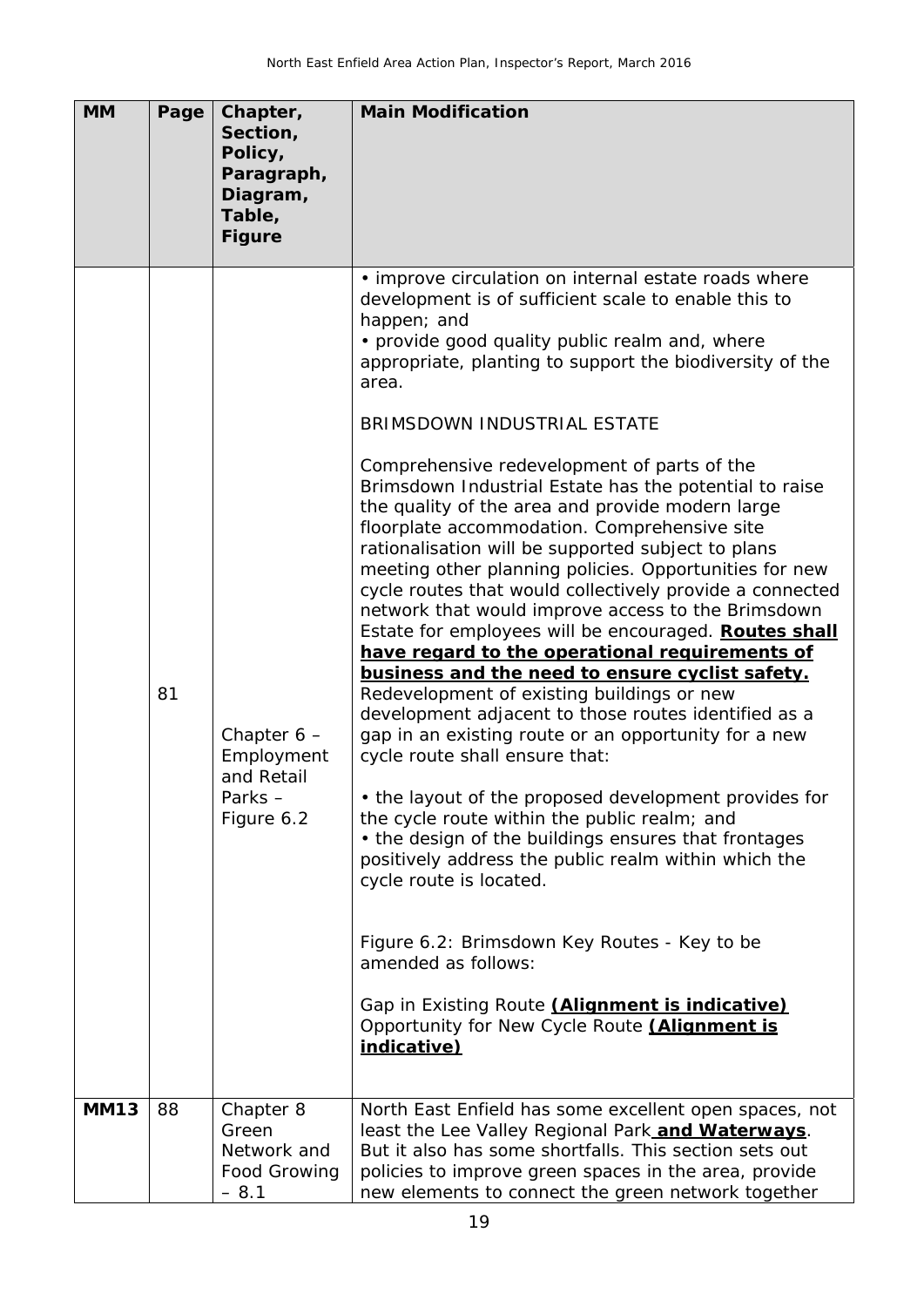| MM | Page | Chapter, Section, Policy, Paragraph, Diagram, Table, Figure | Main Modification |
|---|---|---|---|
| | 81 | Chapter 6 – Employment and Retail Parks – Figure 6.2 | • improve circulation on internal estate roads where development is of sufficient scale to enable this to happen; and<br>• provide good quality public realm and, where appropriate, planting to support the biodiversity of the area.<br><br>BRIMSDOWN INDUSTRIAL ESTATE<br><br>Comprehensive redevelopment of parts of the Brimsdown Industrial Estate has the potential to raise the quality of the area and provide modern large floorplate accommodation. Comprehensive site rationalisation will be supported subject to plans meeting other planning policies. Opportunities for new cycle routes that would collectively provide a connected network that would improve access to the Brimsdown Estate for employees will be encouraged. <u>**Routes shall have regard to the operational requirements of business and the need to ensure cyclist safety.**</u> Redevelopment of existing buildings or new development adjacent to those routes identified as a gap in an existing route or an opportunity for a new cycle route shall ensure that:<br><br>• the layout of the proposed development provides for the cycle route within the public realm; and<br>• the design of the buildings ensures that frontages positively address the public realm within which the cycle route is located.<br><br>Figure 6.2: Brimsdown Key Routes - Key to be amended as follows:<br><br>Gap in Existing Route <u>**(Alignment is indicative)**</u><br>Opportunity for New Cycle Route <u>**(Alignment is indicative)**</u> |
| **MM13** | 88 | Chapter 8 Green Network and Food Growing – 8.1 | North East Enfield has some excellent open spaces, not least the Lee Valley Regional Park <u>**and Waterways**</u>. But it also has some shortfalls. This section sets out policies to improve green spaces in the area, provide new elements to connect the green network together |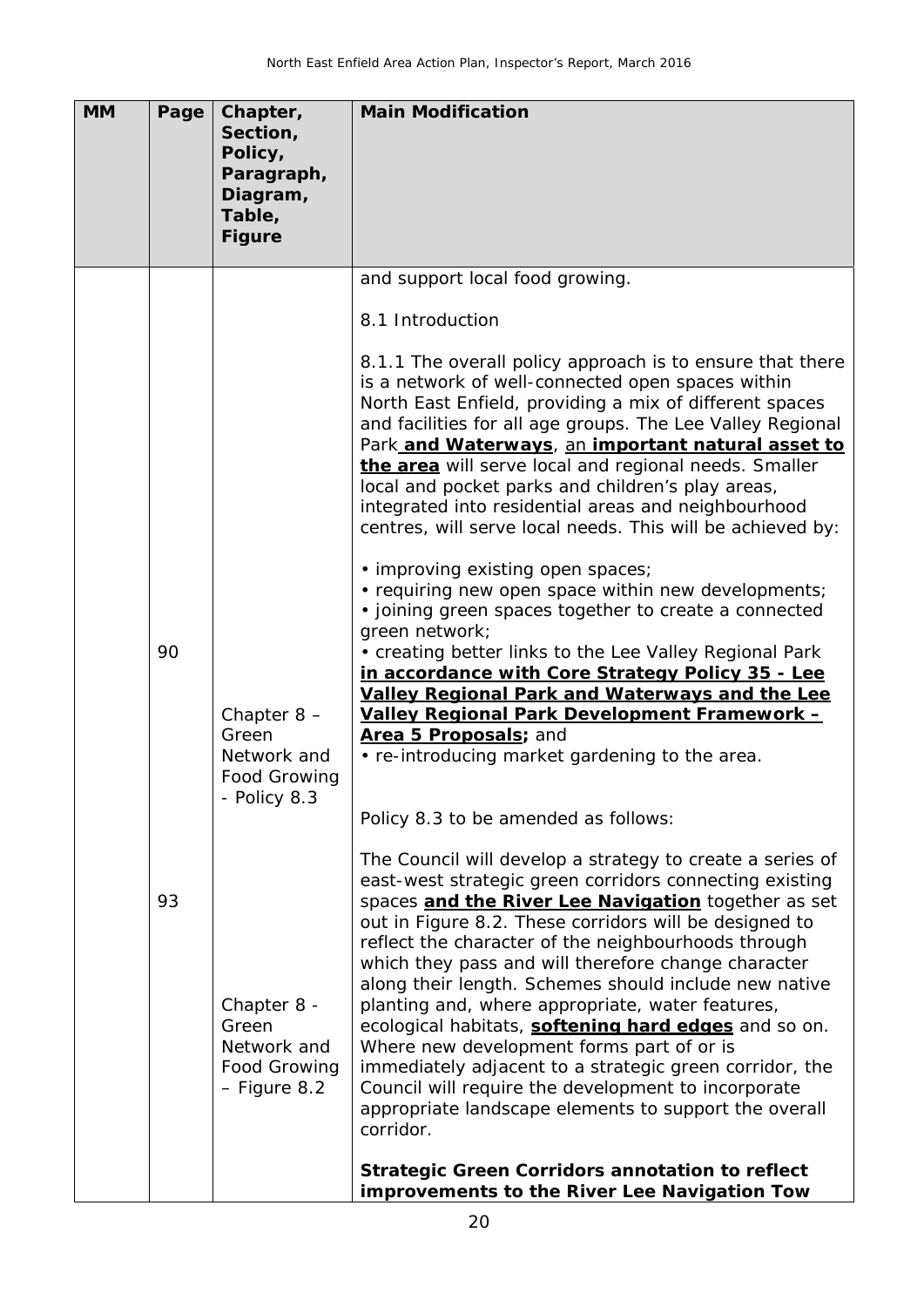| MM | Page | Chapter, Section, Policy, Paragraph, Diagram, Table, Figure | Main Modification |
|---|---|---|---|
| | 90 | Chapter 8 – Green Network and Food Growing - Policy 8.3 | and support local food growing.<br><br>8.1 Introduction<br><br>8.1.1 The overall policy approach is to ensure that there is a network of well-connected open spaces within North East Enfield, providing a mix of different spaces and facilities for all age groups. The Lee Valley Regional Park **<u>and Waterways</u>**, <u>an</u> **<u>important natural asset to the area</u>** will serve local and regional needs. Smaller local and pocket parks and children's play areas, integrated into residential areas and neighbourhood centres, will serve local needs. This will be achieved by:<br><br>• improving existing open spaces;<br>• requiring new open space within new developments;<br>• joining green spaces together to create a connected green network;<br>• creating better links to the Lee Valley Regional Park **<u>in accordance with Core Strategy Policy 35 - Lee Valley Regional Park and Waterways and the Lee Valley Regional Park Development Framework – Area 5 Proposals;</u>** and<br>• re-introducing market gardening to the area. |
| | 93 | Chapter 8 - Green Network and Food Growing – Figure 8.2 | Policy 8.3 to be amended as follows:<br><br>The Council will develop a strategy to create a series of east-west strategic green corridors connecting existing spaces **<u>and the River Lee Navigation</u>** together as set out in Figure 8.2. These corridors will be designed to reflect the character of the neighbourhoods through which they pass and will therefore change character along their length. Schemes should include new native planting and, where appropriate, water features, ecological habitats, **<u>softening hard edges</u>** and so on. Where new development forms part of or is immediately adjacent to a strategic green corridor, the Council will require the development to incorporate appropriate landscape elements to support the overall corridor.<br><br>**Strategic Green Corridors annotation to reflect improvements to the River Lee Navigation Tow** |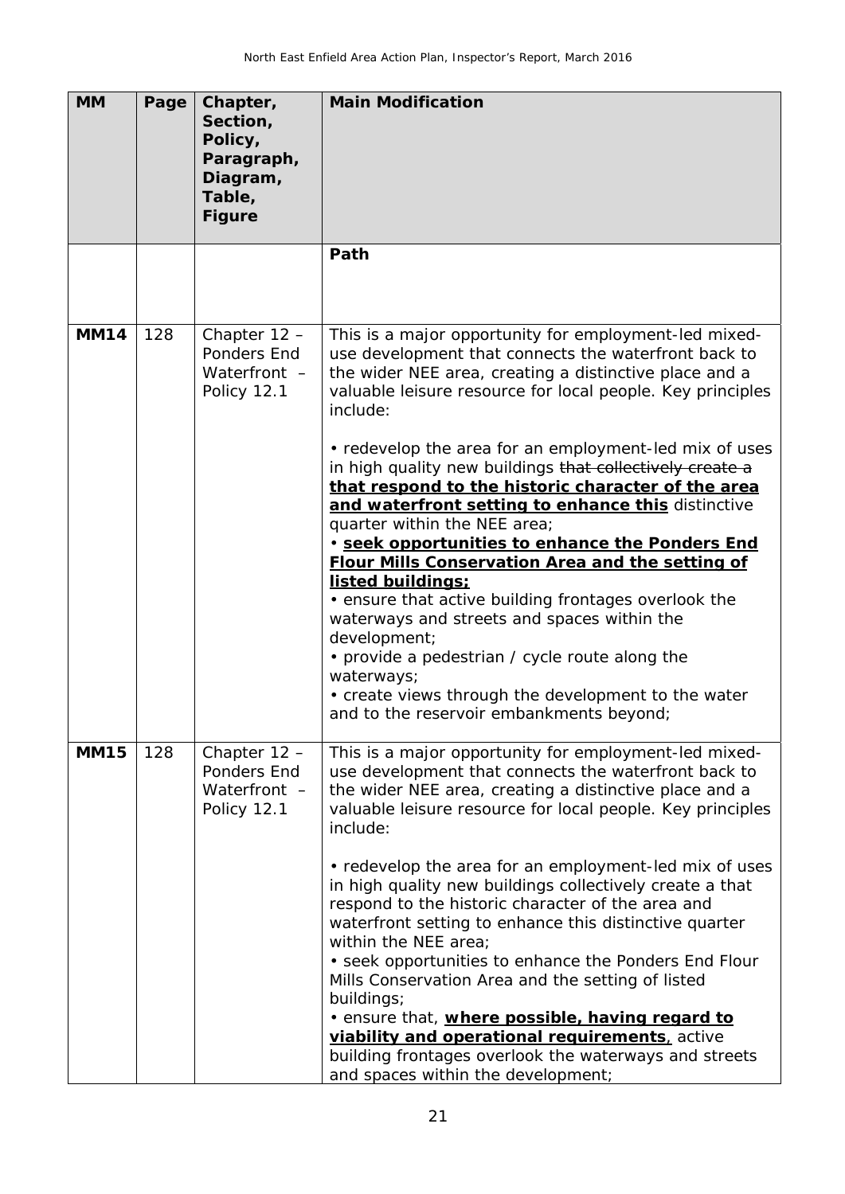| MM | Page | Chapter, Section, Policy, Paragraph, Diagram, Table, Figure | Main Modification |
|---|---|---|---|
| | | | **Path** |
| **MM14** | 128 | Chapter 12 – Ponders End Waterfront – Policy 12.1 | This is a major opportunity for employment-led mixed-use development that connects the waterfront back to the wider NEE area, creating a distinctive place and a valuable leisure resource for local people. Key principles include:<br><br>• redevelop the area for an employment-led mix of uses in high quality new buildings ~~that collectively create a~~ **<u>that respond to the historic character of the area and waterfront setting to enhance this</u>** distinctive quarter within the NEE area;<br>• **<u>seek opportunities to enhance the Ponders End Flour Mills Conservation Area and the setting of listed buildings;</u>**<br>• ensure that active building frontages overlook the waterways and streets and spaces within the development;<br>• provide a pedestrian / cycle route along the waterways;<br>• create views through the development to the water and to the reservoir embankments beyond; |
| **MM15** | 128 | Chapter 12 – Ponders End Waterfront – Policy 12.1 | This is a major opportunity for employment-led mixed-use development that connects the waterfront back to the wider NEE area, creating a distinctive place and a valuable leisure resource for local people. Key principles include:<br><br>• redevelop the area for an employment-led mix of uses in high quality new buildings collectively create a that respond to the historic character of the area and waterfront setting to enhance this distinctive quarter within the NEE area;<br>• seek opportunities to enhance the Ponders End Flour Mills Conservation Area and the setting of listed buildings;<br>• ensure that, **<u>where possible, having regard to viability and operational requirements</u>**, active building frontages overlook the waterways and streets and spaces within the development; |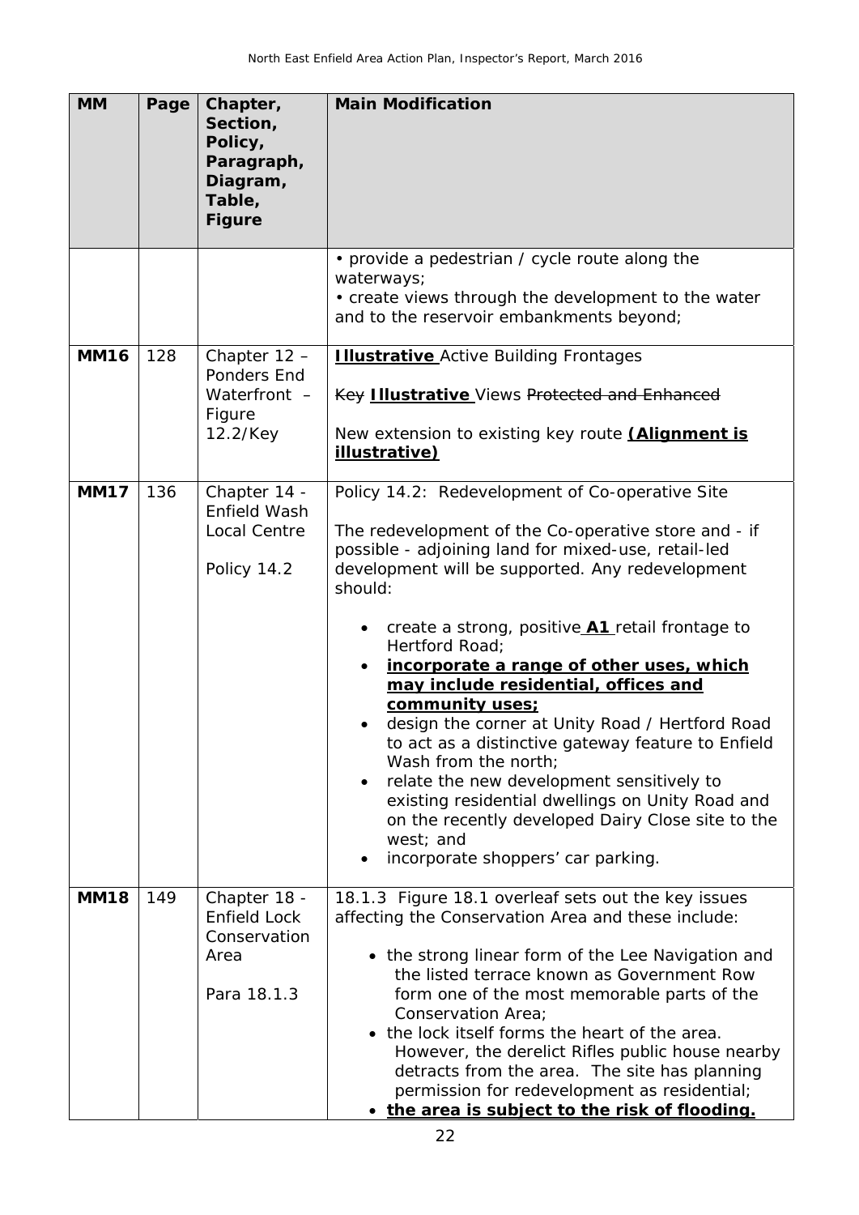| MM | Page | Chapter, Section, Policy, Paragraph, Diagram, Table, Figure | Main Modification |
|---|---|---|---|
| | | | • provide a pedestrian / cycle route along the waterways;<br>• create views through the development to the water and to the reservoir embankments beyond; |
| **MM16** | 128 | Chapter 12 – Ponders End Waterfront – Figure 12.2/Key | **<u>Illustrative</u>** Active Building Frontages<br><br>~~Key~~ **<u>Illustrative</u>** Views ~~Protected and Enhanced~~<br><br>New extension to existing key route **<u>(Alignment is illustrative)</u>** |
| **MM17** | 136 | Chapter 14 - Enfield Wash Local Centre<br><br>Policy 14.2 | Policy 14.2: Redevelopment of Co-operative Site<br><br>The redevelopment of the Co-operative store and - if possible - adjoining land for mixed-use, retail-led development will be supported. Any redevelopment should:<br><br>• create a strong, positive **<u>A1</u>** retail frontage to Hertford Road;<br>• **<u>incorporate a range of other uses, which may include residential, offices and community uses;</u>**<br>• design the corner at Unity Road / Hertford Road to act as a distinctive gateway feature to Enfield Wash from the north;<br>• relate the new development sensitively to existing residential dwellings on Unity Road and on the recently developed Dairy Close site to the west; and<br>• incorporate shoppers' car parking. |
| **MM18** | 149 | Chapter 18 - Enfield Lock Conservation Area<br><br>Para 18.1.3 | 18.1.3 Figure 18.1 overleaf sets out the key issues affecting the Conservation Area and these include:<br><br>• the strong linear form of the Lee Navigation and the listed terrace known as Government Row form one of the most memorable parts of the Conservation Area;<br>• the lock itself forms the heart of the area. However, the derelict Rifles public house nearby detracts from the area. The site has planning permission for redevelopment as residential;<br>• **<u>the area is subject to the risk of flooding.</u>** |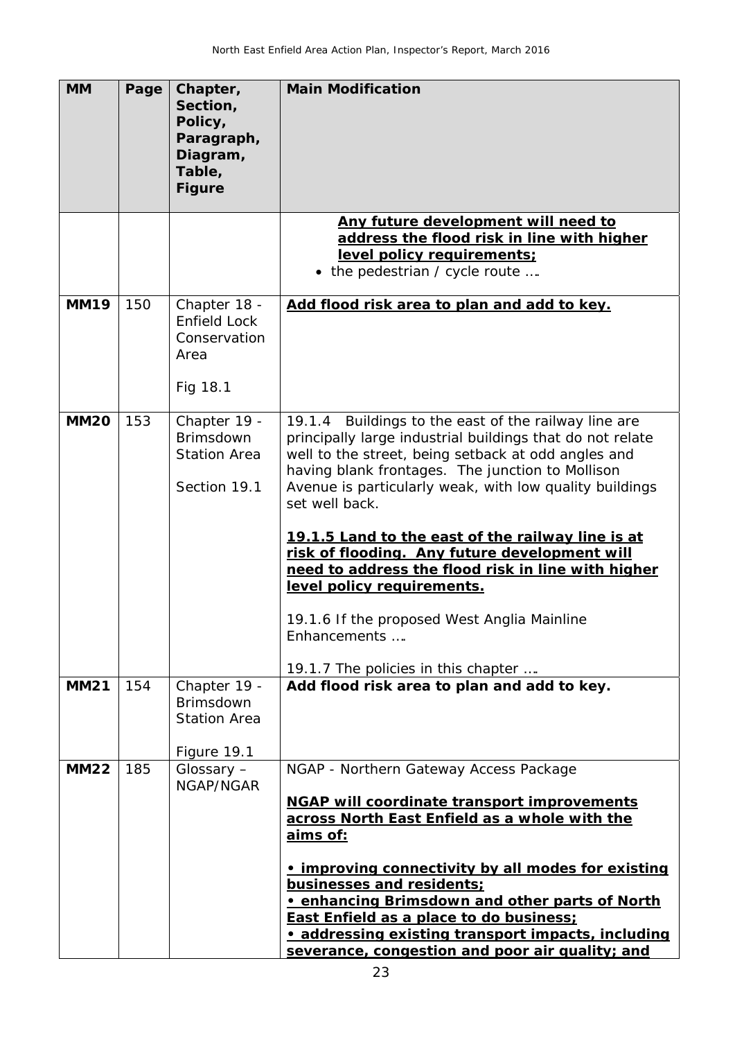| MM | Page | Chapter, Section, Policy, Paragraph, Diagram, Table, Figure | Main Modification |
|---|---|---|---|
| | | | **<u>Any future development will need to address the flood risk in line with higher level policy requirements;</u>**<br>• the pedestrian / cycle route …. |
| **MM19** | 150 | Chapter 18 - Enfield Lock Conservation Area<br><br>Fig 18.1 | **<u>Add flood risk area to plan and add to key.</u>** |
| **MM20** | 153 | Chapter 19 - Brimsdown Station Area<br><br>Section 19.1 | 19.1.4 Buildings to the east of the railway line are principally large industrial buildings that do not relate well to the street, being setback at odd angles and having blank frontages. The junction to Mollison Avenue is particularly weak, with low quality buildings set well back.<br><br>**<u>19.1.5 Land to the east of the railway line is at risk of flooding. Any future development will need to address the flood risk in line with higher level policy requirements.</u>**<br><br>19.1.6 If the proposed West Anglia Mainline Enhancements ….<br><br>19.1.7 The policies in this chapter …. |
| **MM21** | 154 | Chapter 19 - Brimsdown Station Area<br><br>Figure 19.1 | **Add flood risk area to plan and add to key.** |
| **MM22** | 185 | Glossary – NGAP/NGAR | NGAP - Northern Gateway Access Package<br><br>**<u>NGAP will coordinate transport improvements across North East Enfield as a whole with the aims of:</u>**<br><br>**<u>• improving connectivity by all modes for existing businesses and residents;</u>**<br>**<u>• enhancing Brimsdown and other parts of North East Enfield as a place to do business;</u>**<br>**<u>• addressing existing transport impacts, including severance, congestion and poor air quality; and</u>** |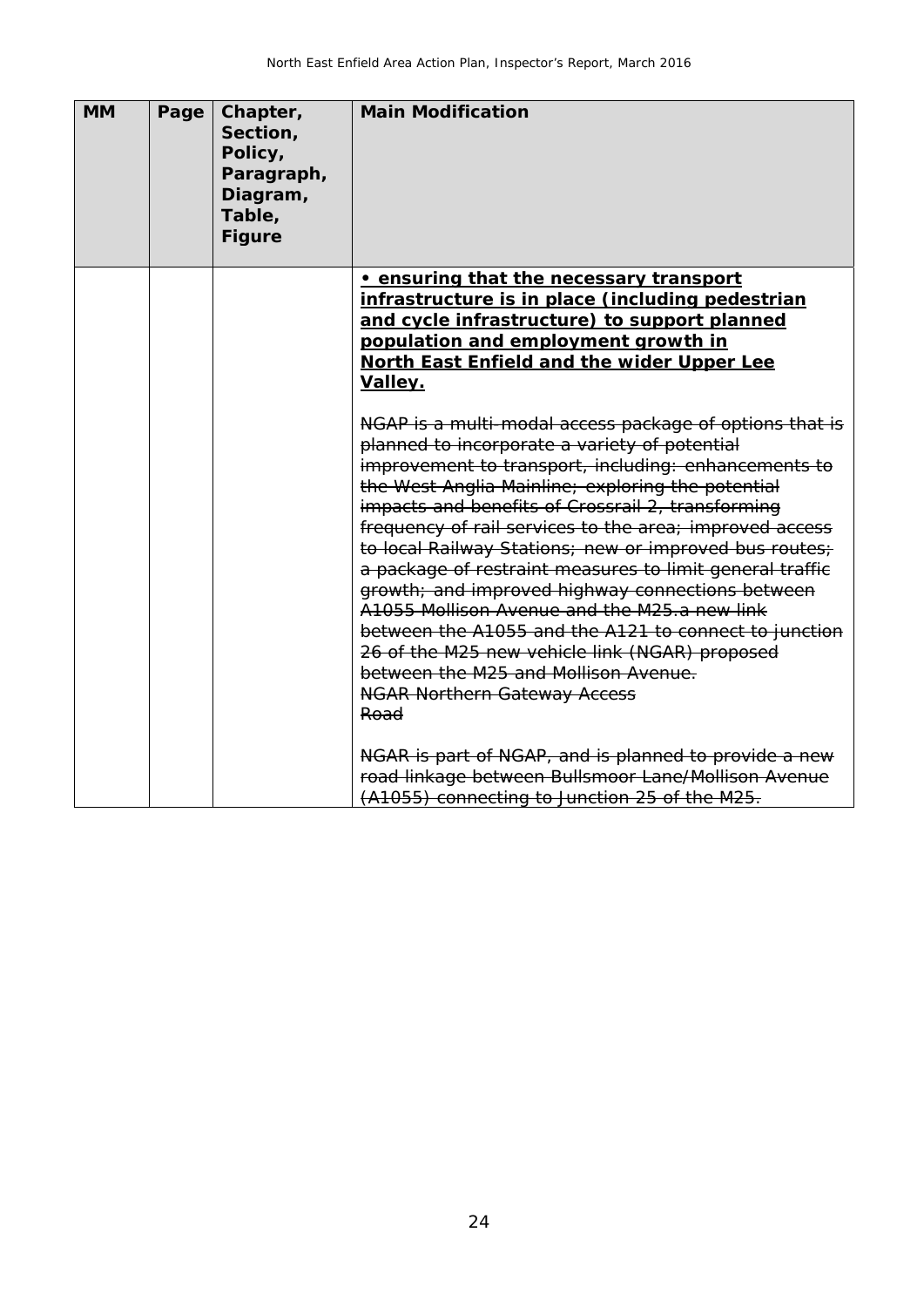| MM | Page | Chapter, Section, Policy, Paragraph, Diagram, Table, Figure | Main Modification |
|---|---|---|---|
| | | | **<u>• ensuring that the necessary transport infrastructure is in place (including pedestrian and cycle infrastructure) to support planned population and employment growth in North East Enfield and the wider Upper Lee Valley.</u>**<br><br>~~NGAP is a multi-modal access package of options that is planned to incorporate a variety of potential improvement to transport, including: enhancements to the West Anglia Mainline; exploring the potential impacts and benefits of Crossrail 2, transforming frequency of rail services to the area; improved access to local Railway Stations; new or improved bus routes; a package of restraint measures to limit general traffic growth; and improved highway connections between A1055 Mollison Avenue and the M25.a new link between the A1055 and the A121 to connect to junction 26 of the M25 new vehicle link (NGAR) proposed between the M25 and Mollison Avenue.~~<br>~~NGAR Northern Gateway Access Road~~<br><br>~~NGAR is part of NGAP, and is planned to provide a new road linkage between Bullsmoor Lane/Mollison Avenue (A1055) connecting to Junction 25 of the M25.~~ |